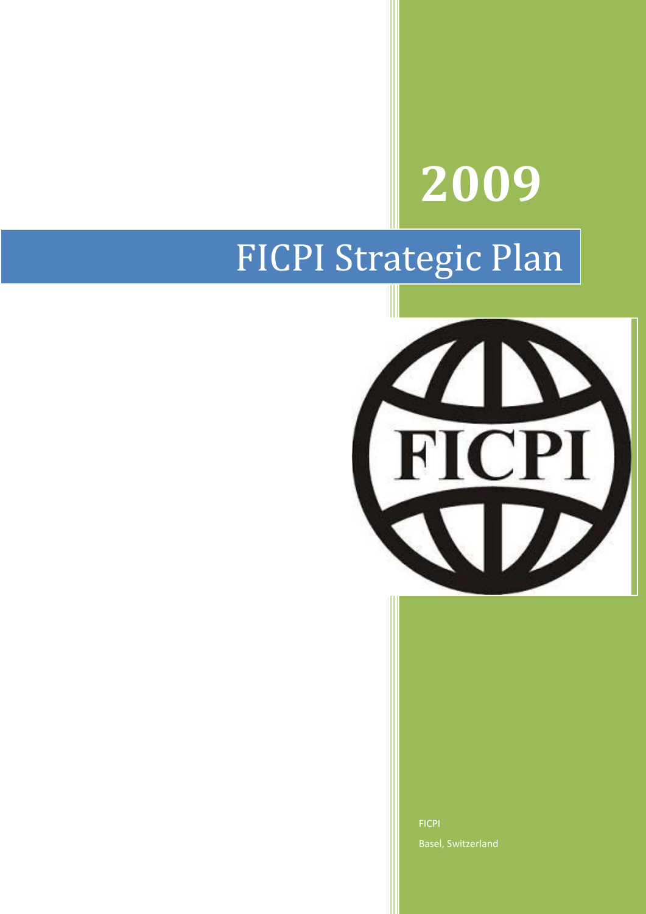# 2009

# FICPI Strategic Plan

FICPI

Basel, Switzerland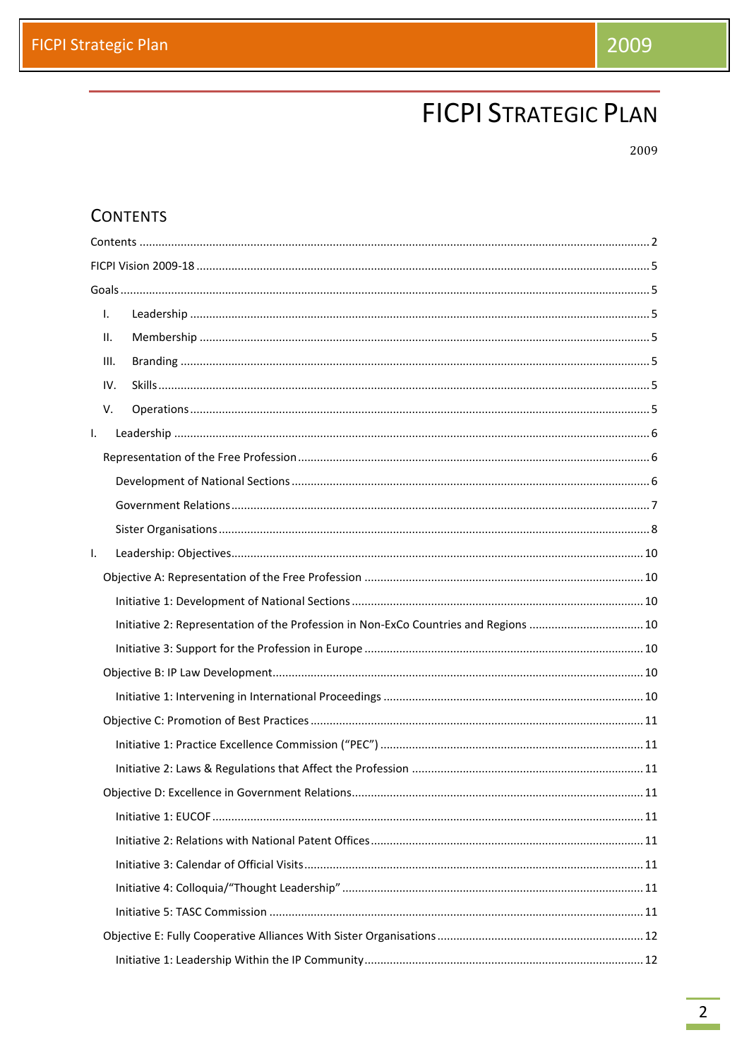# FICPI Strategic Plan

2009

## Contents

Contents ..... 2

FICPI Vision 2009-18 ..... 5

Goals ..... 5

- I. Leadership ..... 5
- II. Membership ..... 5
- III. Branding ..... 5
- IV. Skills ..... 5
- V. Operations ..... 5

I. Leadership ..... 6

- Representation of the Free Profession ..... 6
  - Development of National Sections ..... 6
  - Government Relations ..... 7
  - Sister Organisations ..... 8

I. Leadership: Objectives ..... 10

- Objective A: Representation of the Free Profession ..... 10
  - Initiative 1: Development of National Sections ..... 10
  - Initiative 2: Representation of the Profession in Non-ExCo Countries and Regions ..... 10
  - Initiative 3: Support for the Profession in Europe ..... 10
- Objective B: IP Law Development ..... 10
  - Initiative 1: Intervening in International Proceedings ..... 10
- Objective C: Promotion of Best Practices ..... 11
  - Initiative 1: Practice Excellence Commission ("PEC") ..... 11
  - Initiative 2: Laws & Regulations that Affect the Profession ..... 11
- Objective D: Excellence in Government Relations ..... 11
  - Initiative 1: EUCOF ..... 11
  - Initiative 2: Relations with National Patent Offices ..... 11
  - Initiative 3: Calendar of Official Visits ..... 11
  - Initiative 4: Colloquia/"Thought Leadership" ..... 11
  - Initiative 5: TASC Commission ..... 11
- Objective E: Fully Cooperative Alliances With Sister Organisations ..... 12
  - Initiative 1: Leadership Within the IP Community ..... 12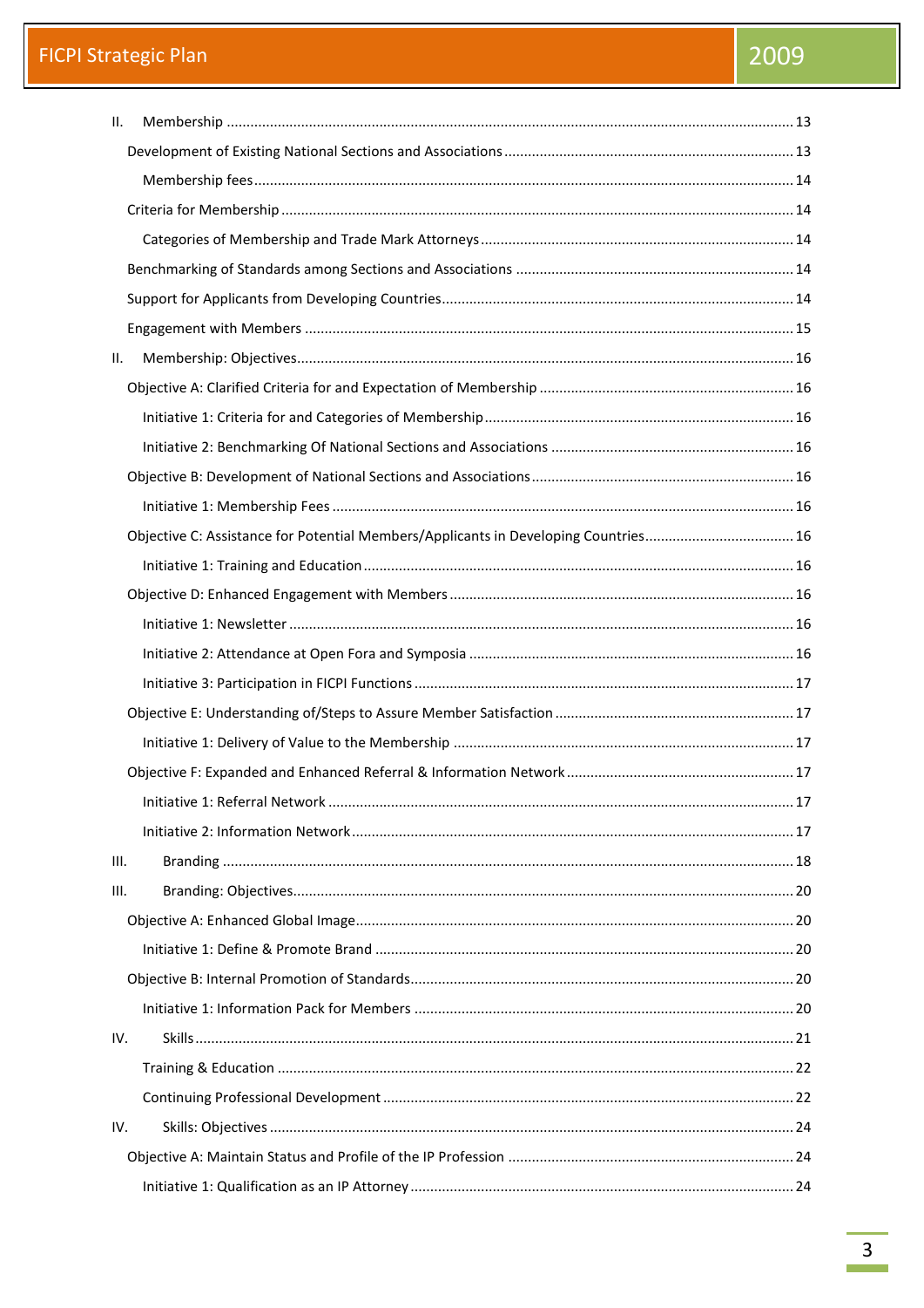- II. Membership ... 13
  - Development of Existing National Sections and Associations ... 13
    - Membership fees ... 14
  - Criteria for Membership ... 14
    - Categories of Membership and Trade Mark Attorneys ... 14
  - Benchmarking of Standards among Sections and Associations ... 14
  - Support for Applicants from Developing Countries ... 14
  - Engagement with Members ... 15
- II. Membership: Objectives ... 16
  - Objective A: Clarified Criteria for and Expectation of Membership ... 16
    - Initiative 1: Criteria for and Categories of Membership ... 16
    - Initiative 2: Benchmarking Of National Sections and Associations ... 16
  - Objective B: Development of National Sections and Associations ... 16
    - Initiative 1: Membership Fees ... 16
  - Objective C: Assistance for Potential Members/Applicants in Developing Countries ... 16
    - Initiative 1: Training and Education ... 16
  - Objective D: Enhanced Engagement with Members ... 16
    - Initiative 1: Newsletter ... 16
    - Initiative 2: Attendance at Open Fora and Symposia ... 16
    - Initiative 3: Participation in FICPI Functions ... 17
  - Objective E: Understanding of/Steps to Assure Member Satisfaction ... 17
    - Initiative 1: Delivery of Value to the Membership ... 17
  - Objective F: Expanded and Enhanced Referral & Information Network ... 17
    - Initiative 1: Referral Network ... 17
    - Initiative 2: Information Network ... 17
- III. Branding ... 18
- III. Branding: Objectives ... 20
  - Objective A: Enhanced Global Image ... 20
    - Initiative 1: Define & Promote Brand ... 20
  - Objective B: Internal Promotion of Standards ... 20
    - Initiative 1: Information Pack for Members ... 20
- IV. Skills ... 21
    - Training & Education ... 22
    - Continuing Professional Development ... 22
- IV. Skills: Objectives ... 24
  - Objective A: Maintain Status and Profile of the IP Profession ... 24
    - Initiative 1: Qualification as an IP Attorney ... 24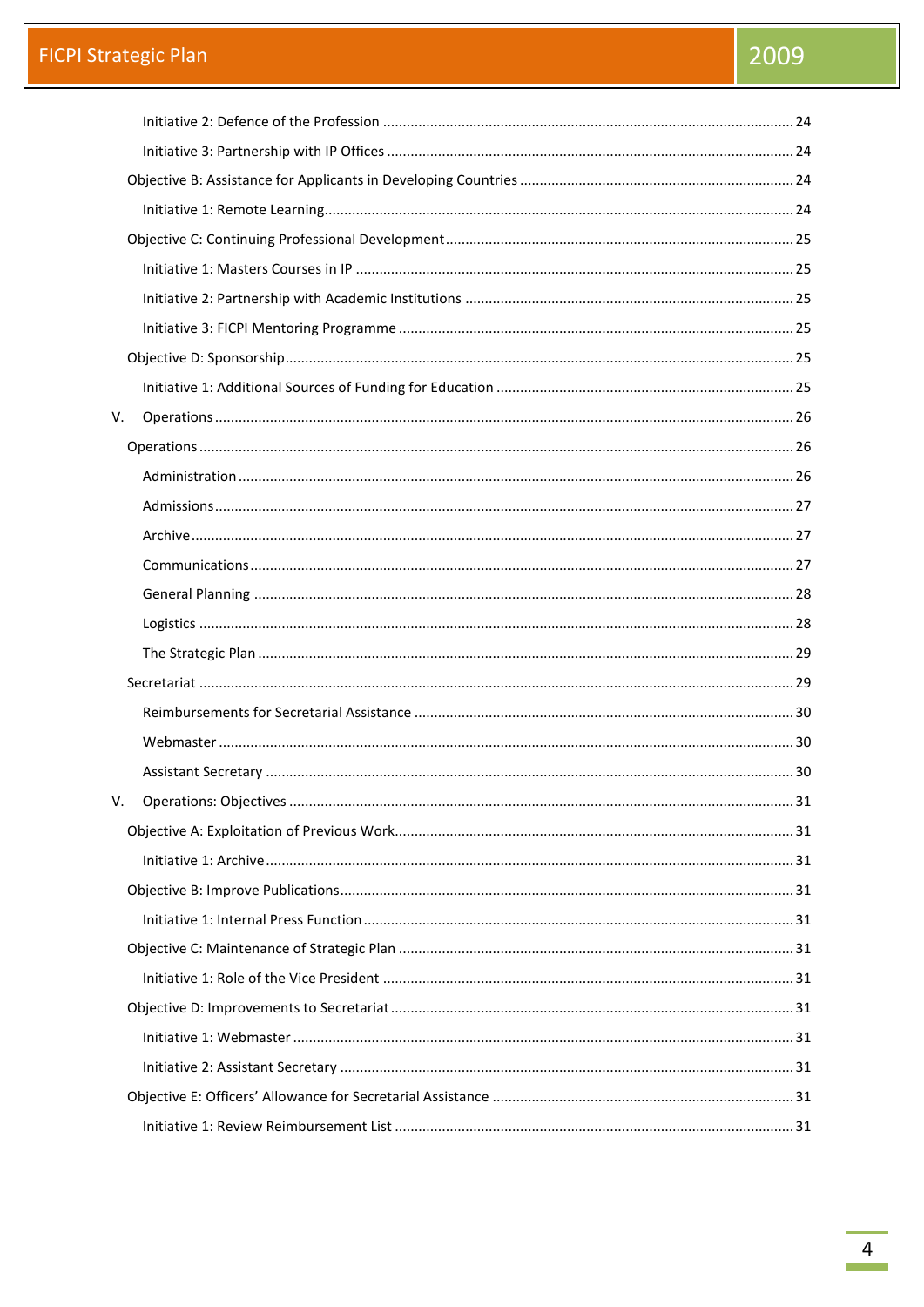Initiative 2: Defence of the Profession ........................................................................................ 24

Initiative 3: Partnership with IP Offices ....................................................................................... 24

Objective B: Assistance for Applicants in Developing Countries ..................................................... 24

Initiative 1: Remote Learning........................................................................................................ 24

Objective C: Continuing Professional Development ........................................................................ 25

Initiative 1: Masters Courses in IP ............................................................................................... 25

Initiative 2: Partnership with Academic Institutions .................................................................... 25

Initiative 3: FICPI Mentoring Programme ................................................................................... 25

Objective D: Sponsorship ................................................................................................................ 25

Initiative 1: Additional Sources of Funding for Education ........................................................... 25

V. Operations ................................................................................................................................... 26

Operations ......................................................................................................................................... 26

Administration ............................................................................................................................. 26

Admissions ................................................................................................................................... 27

Archive ......................................................................................................................................... 27

Communications .......................................................................................................................... 27

General Planning ......................................................................................................................... 28

Logistics ....................................................................................................................................... 28

The Strategic Plan ........................................................................................................................ 29

Secretariat ....................................................................................................................................... 29

Reimbursements for Secretarial Assistance ................................................................................ 30

Webmaster ................................................................................................................................... 30

Assistant Secretary ...................................................................................................................... 30

V. Operations: Objectives ................................................................................................................ 31

Objective A: Exploitation of Previous Work..................................................................................... 31

Initiative 1: Archive ...................................................................................................................... 31

Objective B: Improve Publications................................................................................................... 31

Initiative 1: Internal Press Function ............................................................................................. 31

Objective C: Maintenance of Strategic Plan .................................................................................... 31

Initiative 1: Role of the Vice President ........................................................................................ 31

Objective D: Improvements to Secretariat ...................................................................................... 31

Initiative 1: Webmaster ............................................................................................................... 31

Initiative 2: Assistant Secretary ................................................................................................... 31

Objective E: Officers' Allowance for Secretarial Assistance ............................................................ 31

Initiative 1: Review Reimbursement List ..................................................................................... 31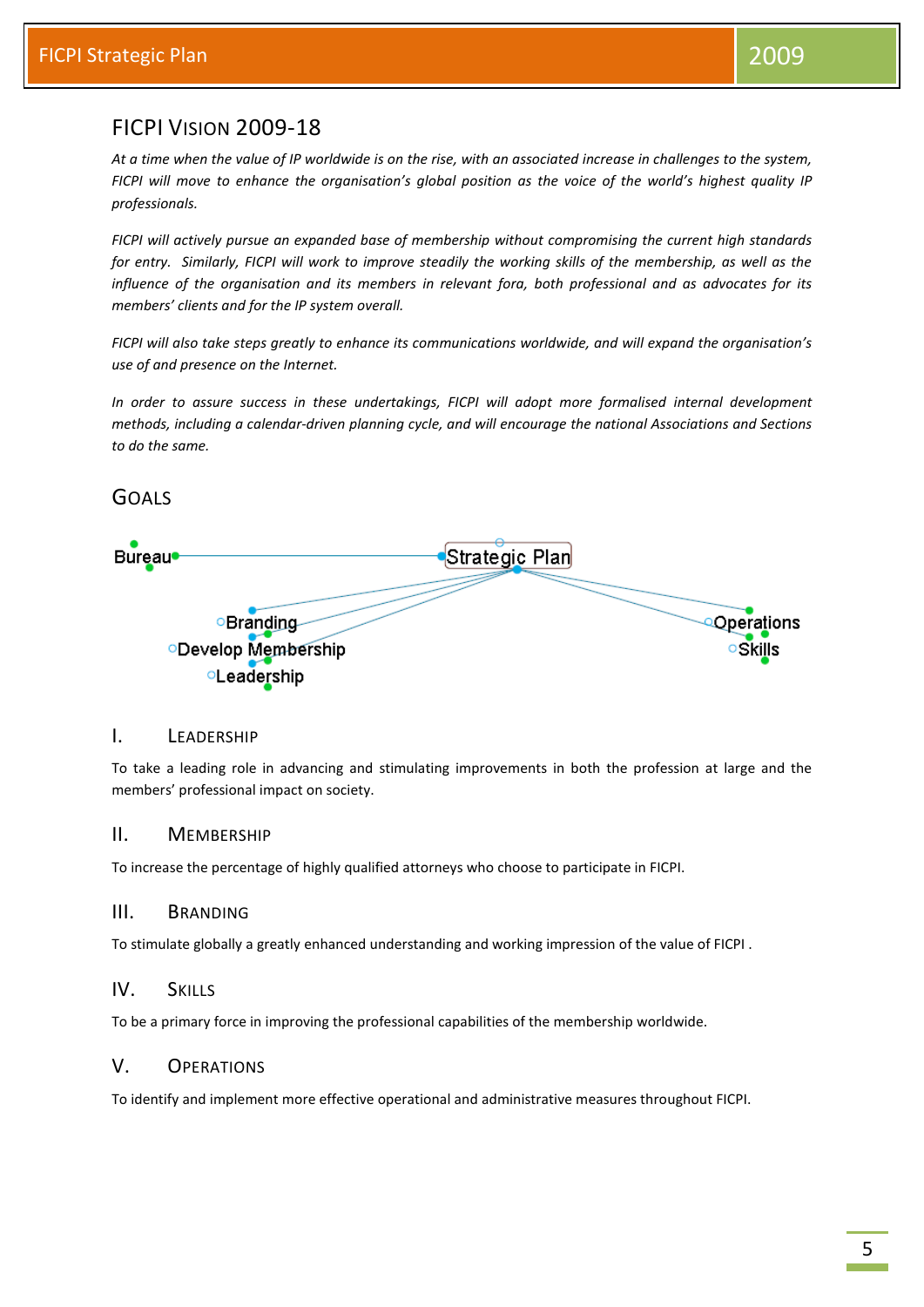## FICPI Vision 2009-18

*At a time when the value of IP worldwide is on the rise, with an associated increase in challenges to the system, FICPI will move to enhance the organisation's global position as the voice of the world's highest quality IP professionals.*

*FICPI will actively pursue an expanded base of membership without compromising the current high standards for entry. Similarly, FICPI will work to improve steadily the working skills of the membership, as well as the influence of the organisation and its members in relevant fora, both professional and as advocates for its members' clients and for the IP system overall.*

*FICPI will also take steps greatly to enhance its communications worldwide, and will expand the organisation's use of and presence on the Internet.*

*In order to assure success in these undertakings, FICPI will adopt more formalised internal development methods, including a calendar-driven planning cycle, and will encourage the national Associations and Sections to do the same.*

## Goals

Bureau — Strategic Plan

Branding
Develop Membership
Leadership

Operations
Skills

### I. Leadership

To take a leading role in advancing and stimulating improvements in both the profession at large and the members' professional impact on society.

### II. Membership

To increase the percentage of highly qualified attorneys who choose to participate in FICPI.

### III. Branding

To stimulate globally a greatly enhanced understanding and working impression of the value of FICPI .

### IV. Skills

To be a primary force in improving the professional capabilities of the membership worldwide.

### V. Operations

To identify and implement more effective operational and administrative measures throughout FICPI.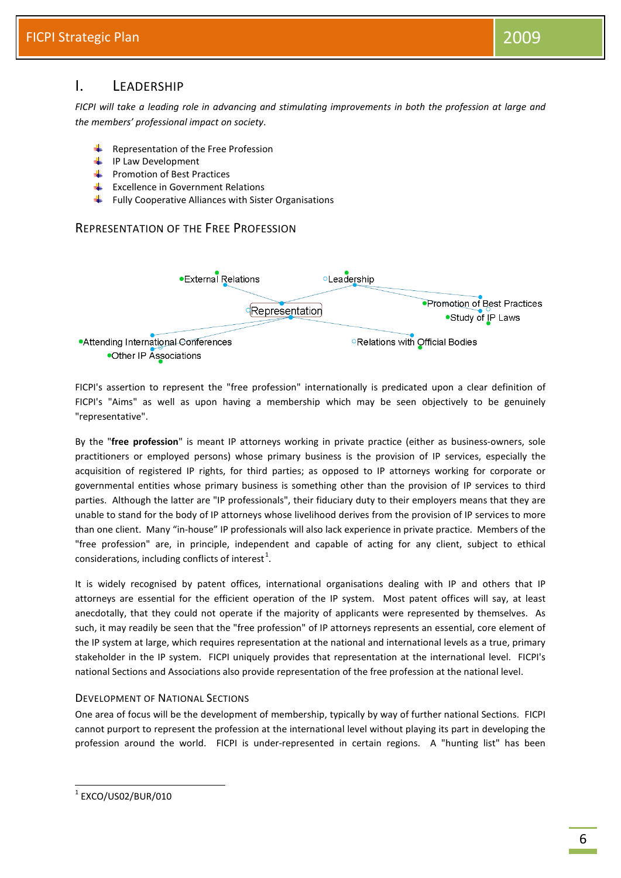# I. Leadership

*FICPI will take a leading role in advancing and stimulating improvements in both the profession at large and the members' professional impact on society.*

- Representation of the Free Profession
- IP Law Development
- Promotion of Best Practices
- Excellence in Government Relations
- Fully Cooperative Alliances with Sister Organisations

## Representation of the Free Profession

External Relations
Leadership
Representation
Promotion of Best Practices
Study of IP Laws
Attending International Conferences
Relations with Official Bodies
Other IP Associations

FICPI's assertion to represent the "free profession" internationally is predicated upon a clear definition of FICPI's "Aims" as well as upon having a membership which may be seen objectively to be genuinely "representative".

By the "**free profession**" is meant IP attorneys working in private practice (either as business-owners, sole practitioners or employed persons) whose primary business is the provision of IP services, especially the acquisition of registered IP rights, for third parties; as opposed to IP attorneys working for corporate or governmental entities whose primary business is something other than the provision of IP services to third parties. Although the latter are "IP professionals", their fiduciary duty to their employers means that they are unable to stand for the body of IP attorneys whose livelihood derives from the provision of IP services to more than one client. Many "in-house" IP professionals will also lack experience in private practice. Members of the "free profession" are, in principle, independent and capable of acting for any client, subject to ethical considerations, including conflicts of interest[1].

It is widely recognised by patent offices, international organisations dealing with IP and others that IP attorneys are essential for the efficient operation of the IP system. Most patent offices will say, at least anecdotally, that they could not operate if the majority of applicants were represented by themselves. As such, it may readily be seen that the "free profession" of IP attorneys represents an essential, core element of the IP system at large, which requires representation at the national and international levels as a true, primary stakeholder in the IP system. FICPI uniquely provides that representation at the international level. FICPI's national Sections and Associations also provide representation of the free profession at the national level.

### Development of National Sections

One area of focus will be the development of membership, typically by way of further national Sections. FICPI cannot purport to represent the profession at the international level without playing its part in developing the profession around the world. FICPI is under-represented in certain regions. A "hunting list" has been

[1] EXCO/US02/BUR/010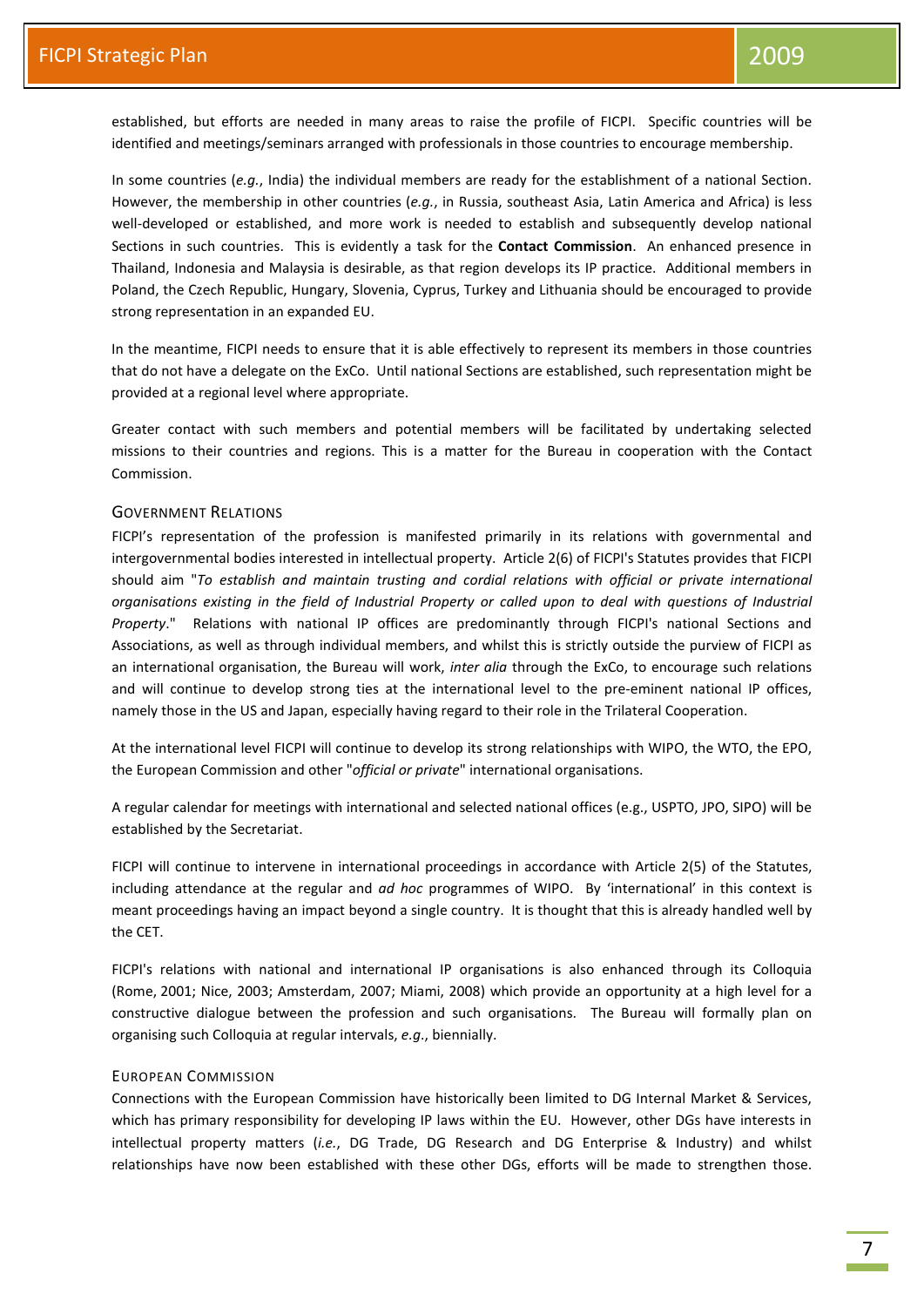established, but efforts are needed in many areas to raise the profile of FICPI. Specific countries will be identified and meetings/seminars arranged with professionals in those countries to encourage membership.

In some countries (*e.g.*, India) the individual members are ready for the establishment of a national Section. However, the membership in other countries (*e.g.*, in Russia, southeast Asia, Latin America and Africa) is less well-developed or established, and more work is needed to establish and subsequently develop national Sections in such countries. This is evidently a task for the **Contact Commission**. An enhanced presence in Thailand, Indonesia and Malaysia is desirable, as that region develops its IP practice. Additional members in Poland, the Czech Republic, Hungary, Slovenia, Cyprus, Turkey and Lithuania should be encouraged to provide strong representation in an expanded EU.

In the meantime, FICPI needs to ensure that it is able effectively to represent its members in those countries that do not have a delegate on the ExCo. Until national Sections are established, such representation might be provided at a regional level where appropriate.

Greater contact with such members and potential members will be facilitated by undertaking selected missions to their countries and regions. This is a matter for the Bureau in cooperation with the Contact Commission.

### Government Relations

FICPI's representation of the profession is manifested primarily in its relations with governmental and intergovernmental bodies interested in intellectual property. Article 2(6) of FICPI's Statutes provides that FICPI should aim "*To establish and maintain trusting and cordial relations with official or private international organisations existing in the field of Industrial Property or called upon to deal with questions of Industrial Property*." Relations with national IP offices are predominantly through FICPI's national Sections and Associations, as well as through individual members, and whilst this is strictly outside the purview of FICPI as an international organisation, the Bureau will work, *inter alia* through the ExCo, to encourage such relations and will continue to develop strong ties at the international level to the pre-eminent national IP offices, namely those in the US and Japan, especially having regard to their role in the Trilateral Cooperation.

At the international level FICPI will continue to develop its strong relationships with WIPO, the WTO, the EPO, the European Commission and other "*official or private*" international organisations.

A regular calendar for meetings with international and selected national offices (e.g., USPTO, JPO, SIPO) will be established by the Secretariat.

FICPI will continue to intervene in international proceedings in accordance with Article 2(5) of the Statutes, including attendance at the regular and *ad hoc* programmes of WIPO. By 'international' in this context is meant proceedings having an impact beyond a single country. It is thought that this is already handled well by the CET.

FICPI's relations with national and international IP organisations is also enhanced through its Colloquia (Rome, 2001; Nice, 2003; Amsterdam, 2007; Miami, 2008) which provide an opportunity at a high level for a constructive dialogue between the profession and such organisations. The Bureau will formally plan on organising such Colloquia at regular intervals, *e.g.*, biennially.

### European Commission

Connections with the European Commission have historically been limited to DG Internal Market & Services, which has primary responsibility for developing IP laws within the EU. However, other DGs have interests in intellectual property matters (*i.e.*, DG Trade, DG Research and DG Enterprise & Industry) and whilst relationships have now been established with these other DGs, efforts will be made to strengthen those.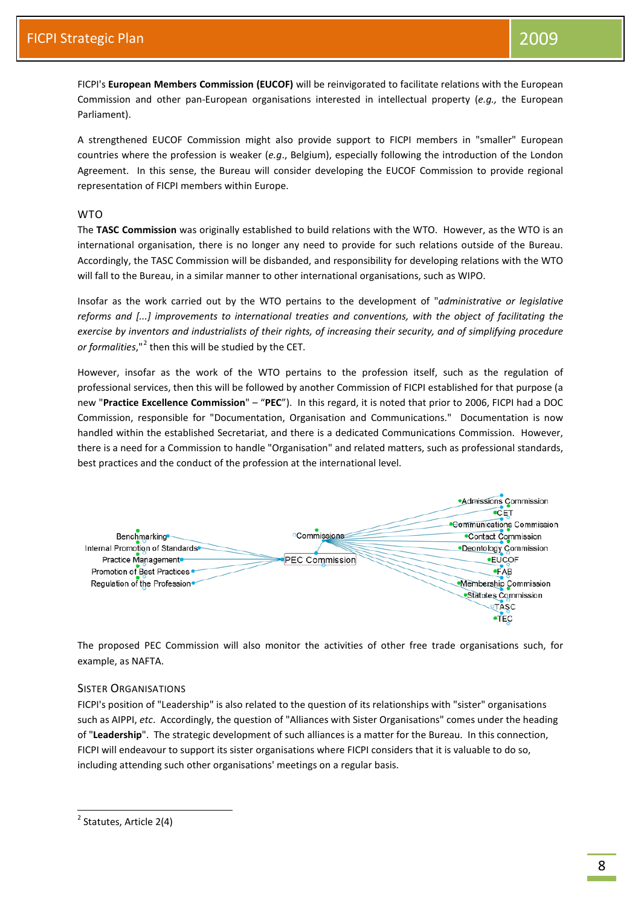FICPI's **European Members Commission (EUCOF)** will be reinvigorated to facilitate relations with the European Commission and other pan-European organisations interested in intellectual property (*e.g.,* the European Parliament).

A strengthened EUCOF Commission might also provide support to FICPI members in "smaller" European countries where the profession is weaker (*e.g.*, Belgium), especially following the introduction of the London Agreement. In this sense, the Bureau will consider developing the EUCOF Commission to provide regional representation of FICPI members within Europe.

### WTO

The **TASC Commission** was originally established to build relations with the WTO. However, as the WTO is an international organisation, there is no longer any need to provide for such relations outside of the Bureau. Accordingly, the TASC Commission will be disbanded, and responsibility for developing relations with the WTO will fall to the Bureau, in a similar manner to other international organisations, such as WIPO.

Insofar as the work carried out by the WTO pertains to the development of "*administrative or legislative reforms and [...] improvements to international treaties and conventions, with the object of facilitating the exercise by inventors and industrialists of their rights, of increasing their security, and of simplifying procedure or formalities*,"[2] then this will be studied by the CET.

However, insofar as the work of the WTO pertains to the profession itself, such as the regulation of professional services, then this will be followed by another Commission of FICPI established for that purpose (a new "**Practice Excellence Commission**" – "**PEC**"). In this regard, it is noted that prior to 2006, FICPI had a DOC Commission, responsible for "Documentation, Organisation and Communications." Documentation is now handled within the established Secretariat, and there is a dedicated Communications Commission. However, there is a need for a Commission to handle "Organisation" and related matters, such as professional standards, best practices and the conduct of the profession at the international level.

PEC Commission
- Benchmarking
- Internal Promotion of Standards
- Practice Management
- Promotion of Best Practices
- Regulation of the Profession
- Commissions: Admissions Commission, CET, Communications Commission, Contact Commission, Deontology Commission, EUCOF, FAB, Membership Commission, Statutes Commission, TASC, TEC

The proposed PEC Commission will also monitor the activities of other free trade organisations such, for example, as NAFTA.

### Sister Organisations

FICPI's position of "Leadership" is also related to the question of its relationships with "sister" organisations such as AIPPI, *etc*. Accordingly, the question of "Alliances with Sister Organisations" comes under the heading of "**Leadership**". The strategic development of such alliances is a matter for the Bureau. In this connection, FICPI will endeavour to support its sister organisations where FICPI considers that it is valuable to do so, including attending such other organisations' meetings on a regular basis.

---

[2] Statutes, Article 2(4)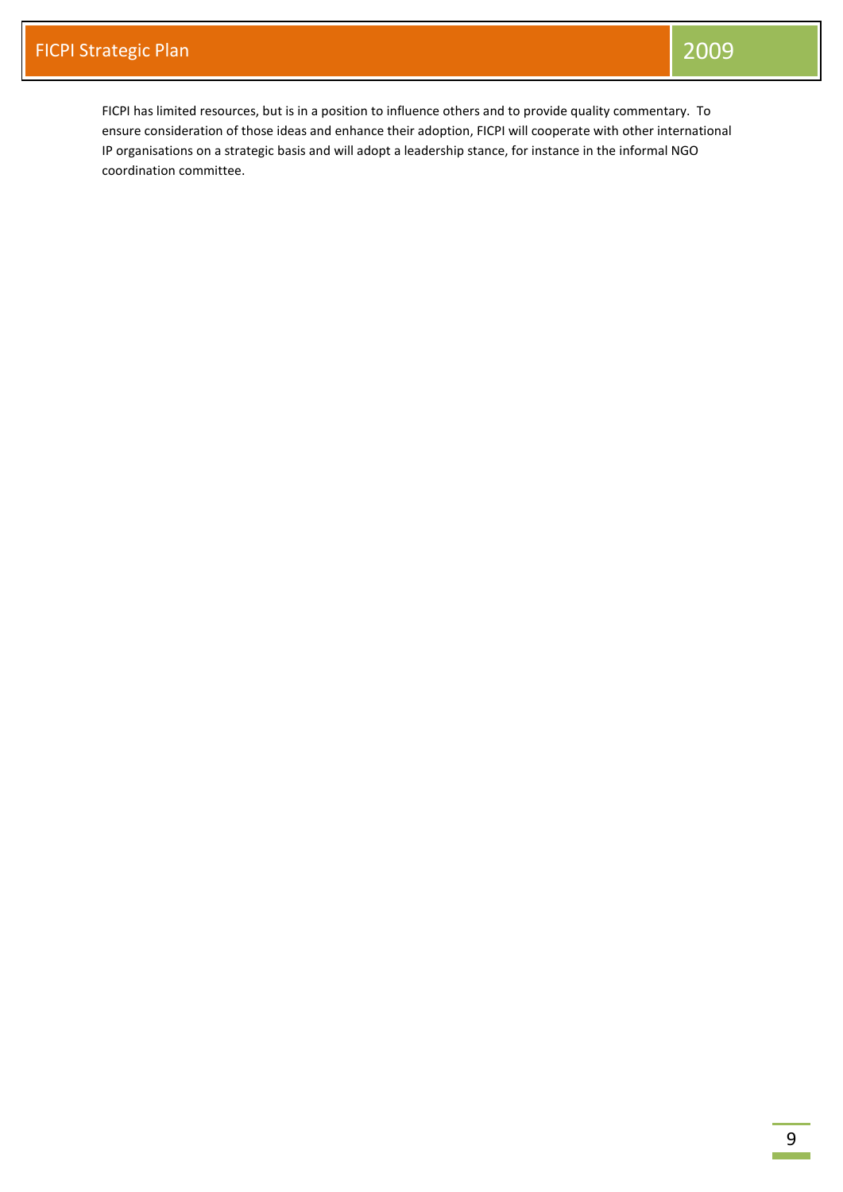FICPI has limited resources, but is in a position to influence others and to provide quality commentary. To ensure consideration of those ideas and enhance their adoption, FICPI will cooperate with other international IP organisations on a strategic basis and will adopt a leadership stance, for instance in the informal NGO coordination committee.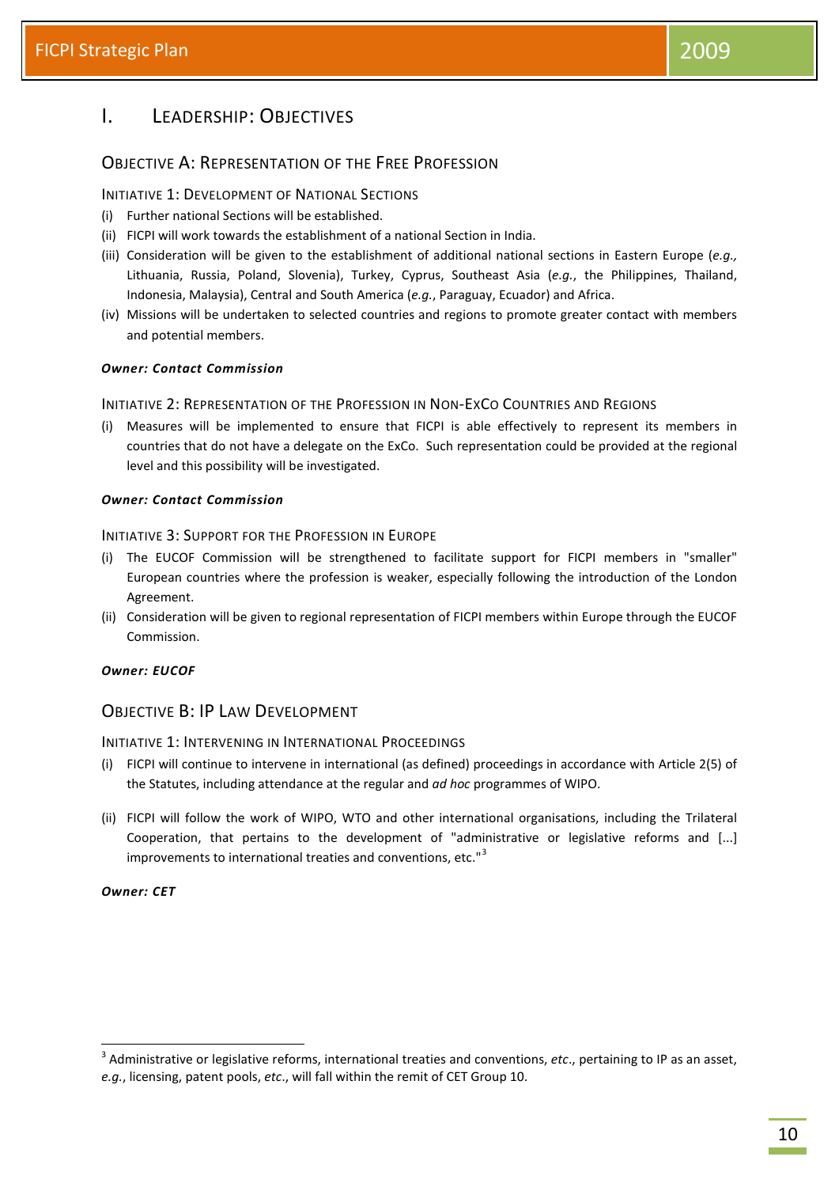# I. Leadership: Objectives

## Objective A: Representation of the Free Profession

### Initiative 1: Development of National Sections

(i) Further national Sections will be established.

(ii) FICPI will work towards the establishment of a national Section in India.

(iii) Consideration will be given to the establishment of additional national sections in Eastern Europe (*e.g.,* Lithuania, Russia, Poland, Slovenia), Turkey, Cyprus, Southeast Asia (*e.g.*, the Philippines, Thailand, Indonesia, Malaysia), Central and South America (*e.g.*, Paraguay, Ecuador) and Africa.

(iv) Missions will be undertaken to selected countries and regions to promote greater contact with members and potential members.

***Owner: Contact Commission***

### Initiative 2: Representation of the Profession in Non-ExCo Countries and Regions

(i) Measures will be implemented to ensure that FICPI is able effectively to represent its members in countries that do not have a delegate on the ExCo. Such representation could be provided at the regional level and this possibility will be investigated.

***Owner: Contact Commission***

### Initiative 3: Support for the Profession in Europe

(i) The EUCOF Commission will be strengthened to facilitate support for FICPI members in "smaller" European countries where the profession is weaker, especially following the introduction of the London Agreement.

(ii) Consideration will be given to regional representation of FICPI members within Europe through the EUCOF Commission.

***Owner: EUCOF***

## Objective B: IP Law Development

### Initiative 1: Intervening in International Proceedings

(i) FICPI will continue to intervene in international (as defined) proceedings in accordance with Article 2(5) of the Statutes, including attendance at the regular and *ad hoc* programmes of WIPO.

(ii) FICPI will follow the work of WIPO, WTO and other international organisations, including the Trilateral Cooperation, that pertains to the development of "administrative or legislative reforms and [...] improvements to international treaties and conventions, etc."[3]

***Owner: CET***

---

[3] Administrative or legislative reforms, international treaties and conventions, *etc*., pertaining to IP as an asset, *e.g.*, licensing, patent pools, *etc*., will fall within the remit of CET Group 10.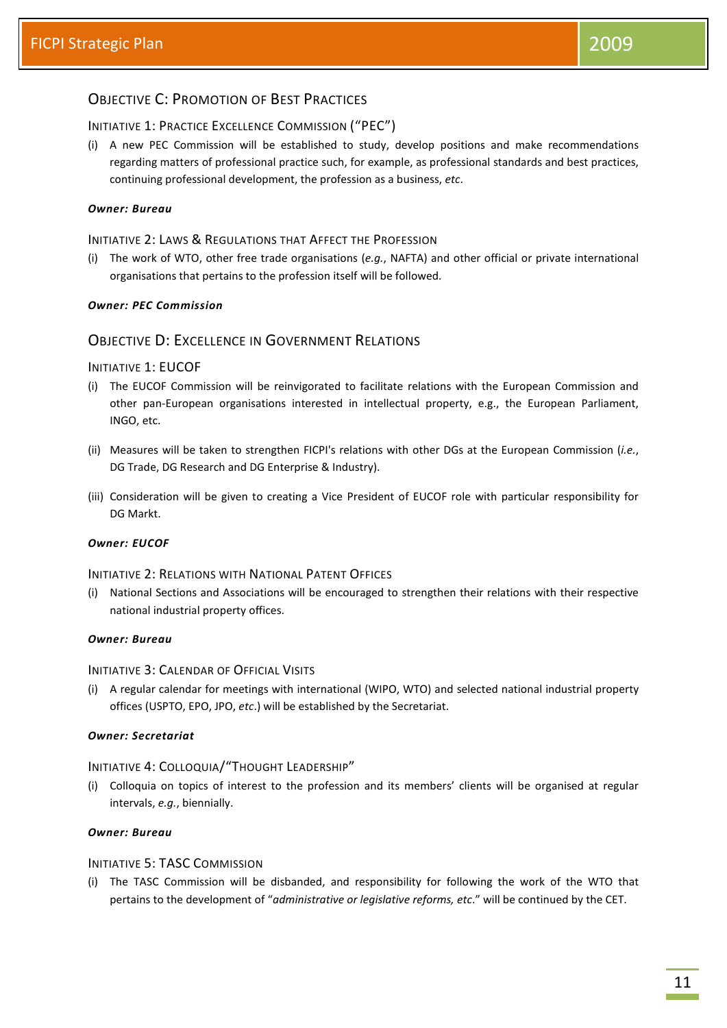## Objective C: Promotion of Best Practices

### Initiative 1: Practice Excellence Commission ("PEC")

(i) A new PEC Commission will be established to study, develop positions and make recommendations regarding matters of professional practice such, for example, as professional standards and best practices, continuing professional development, the profession as a business, *etc*.

***Owner: Bureau***

### Initiative 2: Laws & Regulations that Affect the Profession

(i) The work of WTO, other free trade organisations (*e.g.*, NAFTA) and other official or private international organisations that pertains to the profession itself will be followed.

***Owner: PEC Commission***

## Objective D: Excellence in Government Relations

### Initiative 1: EUCOF

(i) The EUCOF Commission will be reinvigorated to facilitate relations with the European Commission and other pan-European organisations interested in intellectual property, e.g., the European Parliament, INGO, etc.

(ii) Measures will be taken to strengthen FICPI's relations with other DGs at the European Commission (*i.e.*, DG Trade, DG Research and DG Enterprise & Industry).

(iii) Consideration will be given to creating a Vice President of EUCOF role with particular responsibility for DG Markt.

***Owner: EUCOF***

### Initiative 2: Relations with National Patent Offices

(i) National Sections and Associations will be encouraged to strengthen their relations with their respective national industrial property offices.

***Owner: Bureau***

### Initiative 3: Calendar of Official Visits

(i) A regular calendar for meetings with international (WIPO, WTO) and selected national industrial property offices (USPTO, EPO, JPO, *etc*.) will be established by the Secretariat.

***Owner: Secretariat***

### Initiative 4: Colloquia/"Thought Leadership"

(i) Colloquia on topics of interest to the profession and its members' clients will be organised at regular intervals, *e.g.*, biennially.

***Owner: Bureau***

### Initiative 5: TASC Commission

(i) The TASC Commission will be disbanded, and responsibility for following the work of the WTO that pertains to the development of "*administrative or legislative reforms, etc*." will be continued by the CET.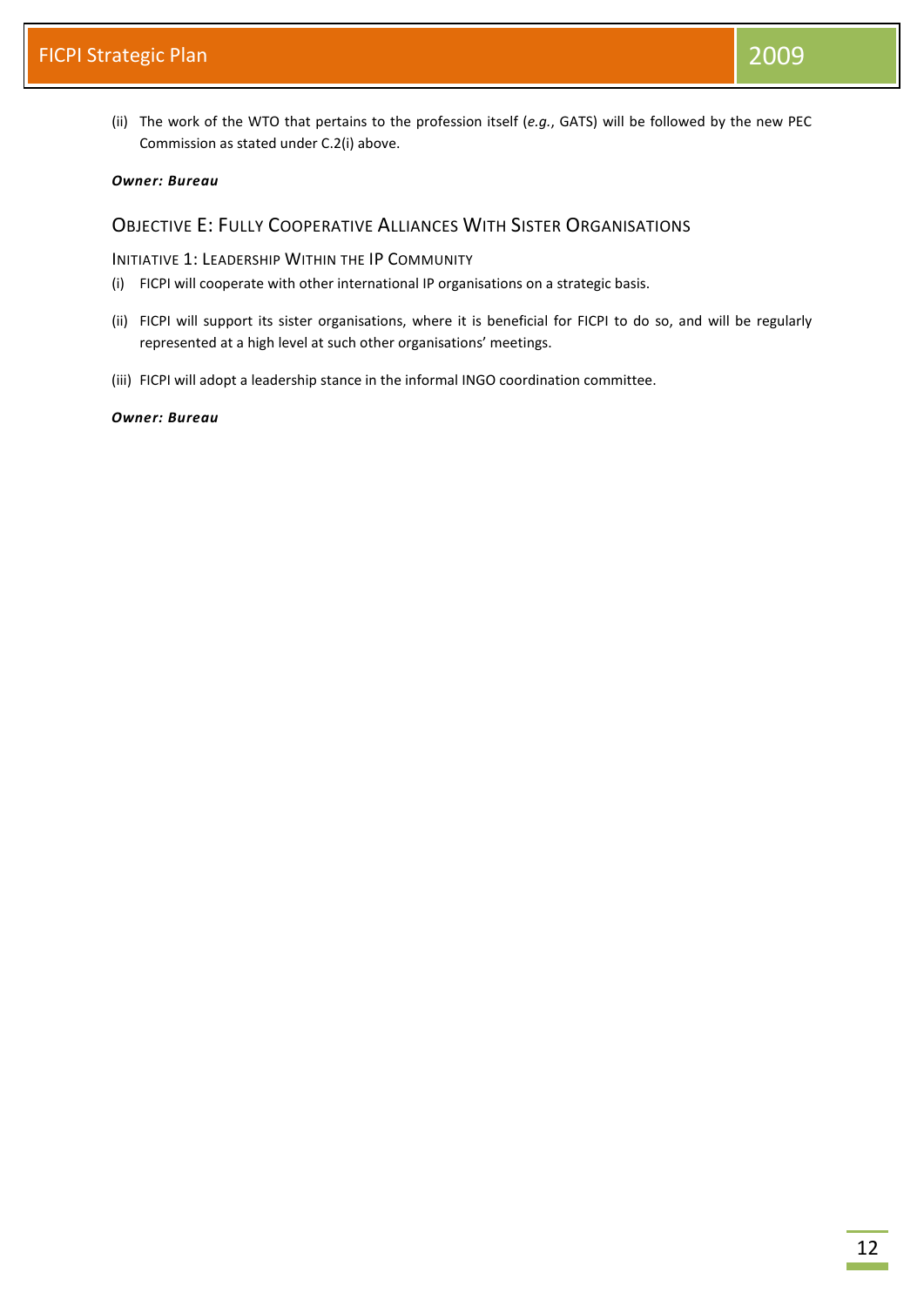(ii) The work of the WTO that pertains to the profession itself (*e.g.*, GATS) will be followed by the new PEC Commission as stated under C.2(i) above.

***Owner: Bureau***

## Objective E: Fully Cooperative Alliances With Sister Organisations

### Initiative 1: Leadership Within the IP Community

(i) FICPI will cooperate with other international IP organisations on a strategic basis.

(ii) FICPI will support its sister organisations, where it is beneficial for FICPI to do so, and will be regularly represented at a high level at such other organisations' meetings.

(iii) FICPI will adopt a leadership stance in the informal INGO coordination committee.

***Owner: Bureau***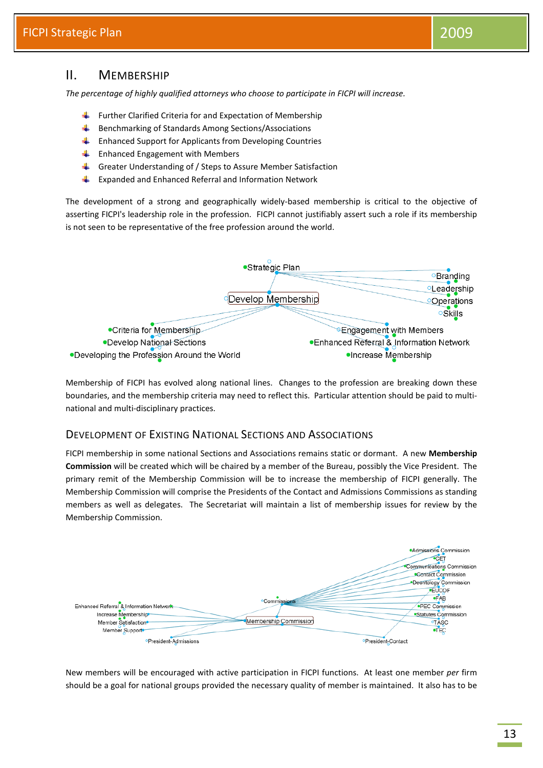## II. MEMBERSHIP

*The percentage of highly qualified attorneys who choose to participate in FICPI will increase.*

- Further Clarified Criteria for and Expectation of Membership
- Benchmarking of Standards Among Sections/Associations
- Enhanced Support for Applicants from Developing Countries
- Enhanced Engagement with Members
- Greater Understanding of / Steps to Assure Member Satisfaction
- Expanded and Enhanced Referral and Information Network

The development of a strong and geographically widely-based membership is critical to the objective of asserting FICPI's leadership role in the profession. FICPI cannot justifiably assert such a role if its membership is not seen to be representative of the free profession around the world.

Strategic Plan
Branding
Leadership
Operations
Skills
Develop Membership
Criteria for Membership
Develop National Sections
Developing the Profession Around the World
Engagement with Members
Enhanced Referral & Information Network
Increase Membership

Membership of FICPI has evolved along national lines. Changes to the profession are breaking down these boundaries, and the membership criteria may need to reflect this. Particular attention should be paid to multi-national and multi-disciplinary practices.

### DEVELOPMENT OF EXISTING NATIONAL SECTIONS AND ASSOCIATIONS

FICPI membership in some national Sections and Associations remains static or dormant. A new **Membership Commission** will be created which will be chaired by a member of the Bureau, possibly the Vice President. The primary remit of the Membership Commission will be to increase the membership of FICPI generally. The Membership Commission will comprise the Presidents of the Contact and Admissions Commissions as standing members as well as delegates. The Secretariat will maintain a list of membership issues for review by the Membership Commission.

Admissions Commission
CET
Communications Commission
Contact Commission
Deontology Commission
EUCOF
FAB
PEC Commission
Statutes Commission
TASC
TEC
Commissions
Enhanced Referral & Information Network
Increase Membership
Member Satisfaction
Member Support
Membership Commission
President-Admissions
President-Contact

New members will be encouraged with active participation in FICPI functions. At least one member *per* firm should be a goal for national groups provided the necessary quality of member is maintained. It also has to be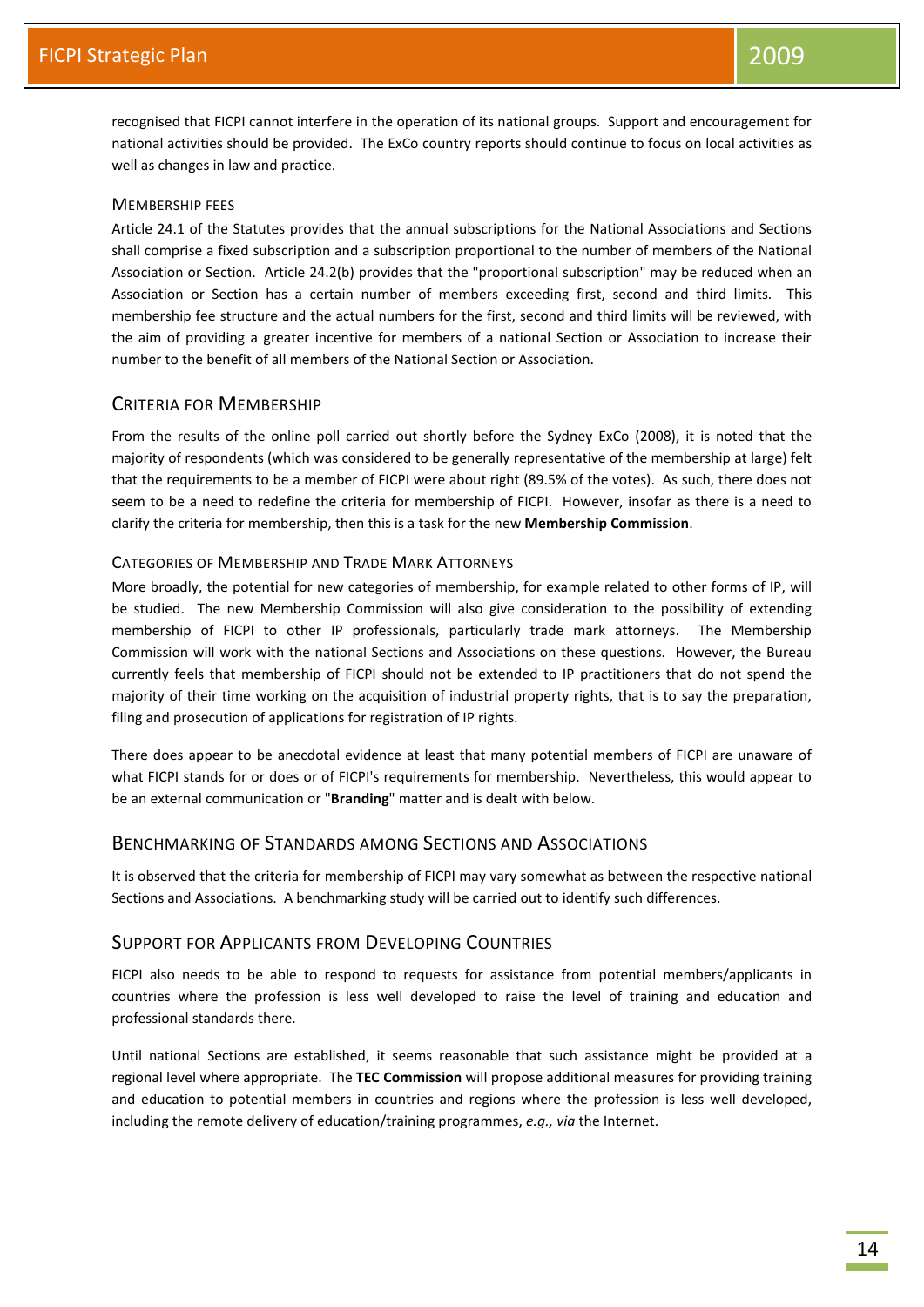recognised that FICPI cannot interfere in the operation of its national groups. Support and encouragement for national activities should be provided. The ExCo country reports should continue to focus on local activities as well as changes in law and practice.

#### Membership fees

Article 24.1 of the Statutes provides that the annual subscriptions for the National Associations and Sections shall comprise a fixed subscription and a subscription proportional to the number of members of the National Association or Section. Article 24.2(b) provides that the "proportional subscription" may be reduced when an Association or Section has a certain number of members exceeding first, second and third limits. This membership fee structure and the actual numbers for the first, second and third limits will be reviewed, with the aim of providing a greater incentive for members of a national Section or Association to increase their number to the benefit of all members of the National Section or Association.

### Criteria for Membership

From the results of the online poll carried out shortly before the Sydney ExCo (2008), it is noted that the majority of respondents (which was considered to be generally representative of the membership at large) felt that the requirements to be a member of FICPI were about right (89.5% of the votes). As such, there does not seem to be a need to redefine the criteria for membership of FICPI. However, insofar as there is a need to clarify the criteria for membership, then this is a task for the new **Membership Commission**.

#### Categories of Membership and Trade Mark Attorneys

More broadly, the potential for new categories of membership, for example related to other forms of IP, will be studied. The new Membership Commission will also give consideration to the possibility of extending membership of FICPI to other IP professionals, particularly trade mark attorneys. The Membership Commission will work with the national Sections and Associations on these questions. However, the Bureau currently feels that membership of FICPI should not be extended to IP practitioners that do not spend the majority of their time working on the acquisition of industrial property rights, that is to say the preparation, filing and prosecution of applications for registration of IP rights.

There does appear to be anecdotal evidence at least that many potential members of FICPI are unaware of what FICPI stands for or does or of FICPI's requirements for membership. Nevertheless, this would appear to be an external communication or "**Branding**" matter and is dealt with below.

### Benchmarking of Standards among Sections and Associations

It is observed that the criteria for membership of FICPI may vary somewhat as between the respective national Sections and Associations. A benchmarking study will be carried out to identify such differences.

### Support for Applicants from Developing Countries

FICPI also needs to be able to respond to requests for assistance from potential members/applicants in countries where the profession is less well developed to raise the level of training and education and professional standards there.

Until national Sections are established, it seems reasonable that such assistance might be provided at a regional level where appropriate. The **TEC Commission** will propose additional measures for providing training and education to potential members in countries and regions where the profession is less well developed, including the remote delivery of education/training programmes, *e.g., via* the Internet.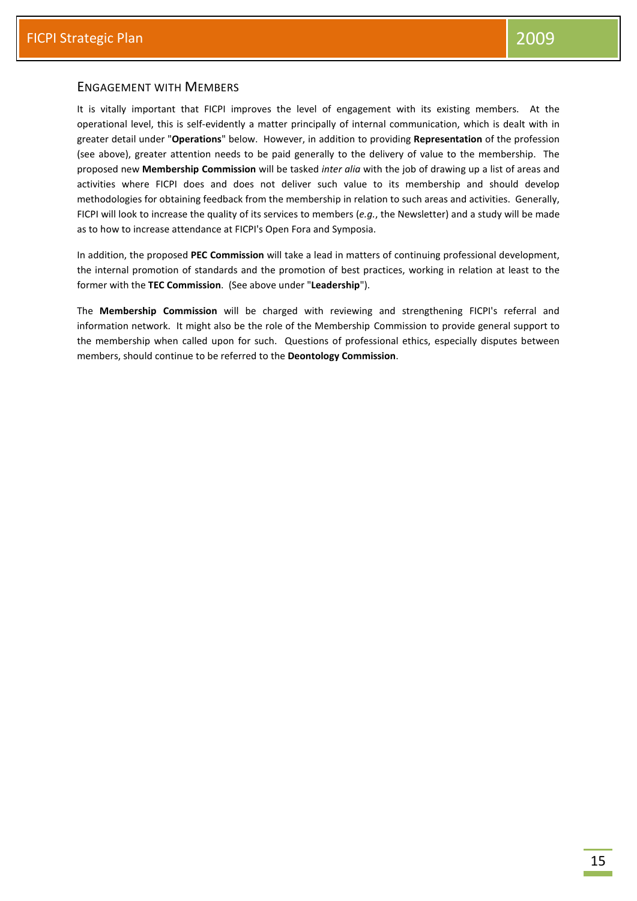## Engagement with Members

It is vitally important that FICPI improves the level of engagement with its existing members. At the operational level, this is self-evidently a matter principally of internal communication, which is dealt with in greater detail under "**Operations**" below. However, in addition to providing **Representation** of the profession (see above), greater attention needs to be paid generally to the delivery of value to the membership. The proposed new **Membership Commission** will be tasked *inter alia* with the job of drawing up a list of areas and activities where FICPI does and does not deliver such value to its membership and should develop methodologies for obtaining feedback from the membership in relation to such areas and activities. Generally, FICPI will look to increase the quality of its services to members (*e.g.*, the Newsletter) and a study will be made as to how to increase attendance at FICPI's Open Fora and Symposia.

In addition, the proposed **PEC Commission** will take a lead in matters of continuing professional development, the internal promotion of standards and the promotion of best practices, working in relation at least to the former with the **TEC Commission**. (See above under "**Leadership**").

The **Membership Commission** will be charged with reviewing and strengthening FICPI's referral and information network. It might also be the role of the Membership Commission to provide general support to the membership when called upon for such. Questions of professional ethics, especially disputes between members, should continue to be referred to the **Deontology Commission**.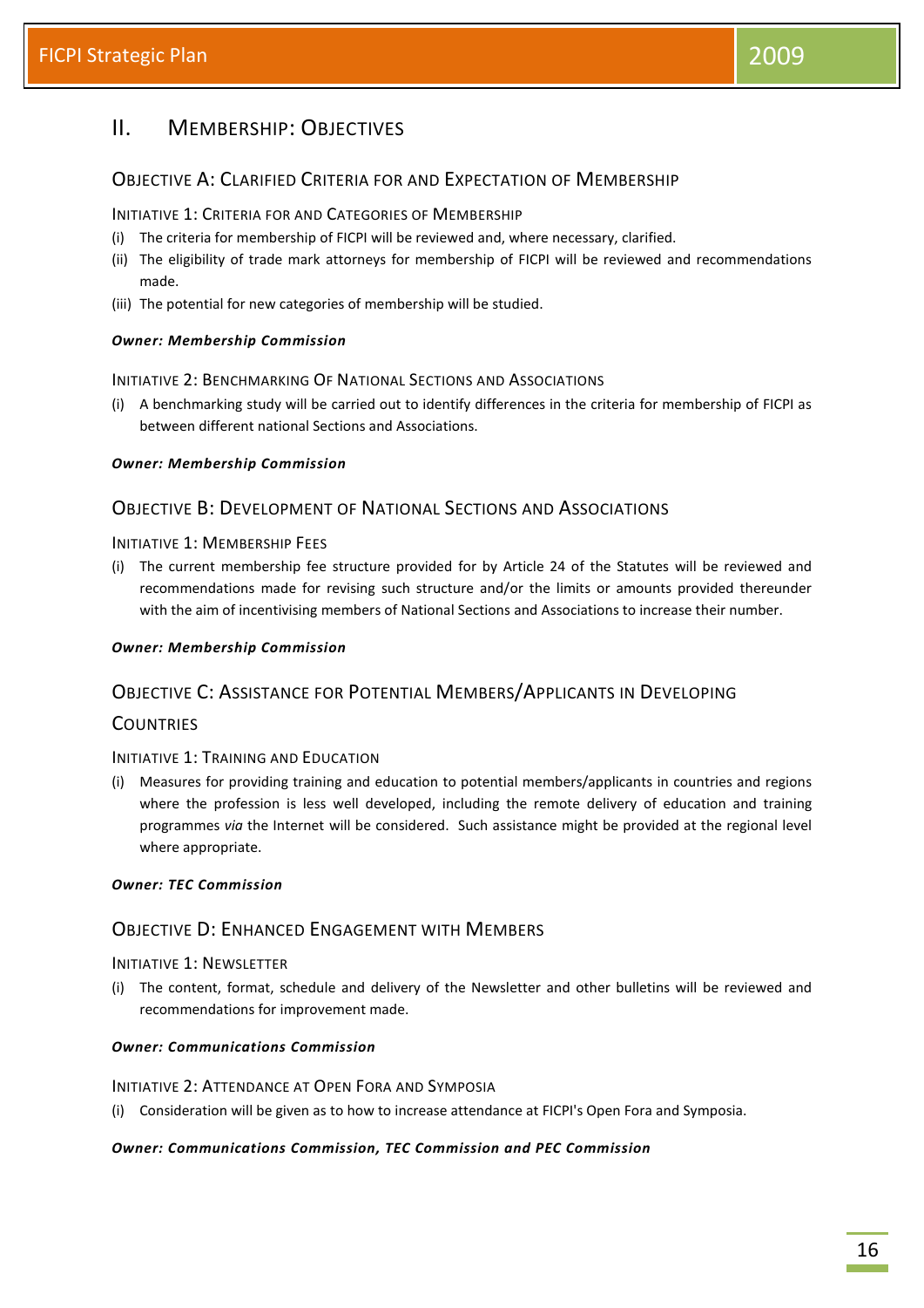## II. Membership: Objectives

### Objective A: Clarified Criteria for and Expectation of Membership

#### Initiative 1: Criteria for and Categories of Membership

(i) The criteria for membership of FICPI will be reviewed and, where necessary, clarified.

(ii) The eligibility of trade mark attorneys for membership of FICPI will be reviewed and recommendations made.

(iii) The potential for new categories of membership will be studied.

***Owner: Membership Commission***

#### Initiative 2: Benchmarking Of National Sections and Associations

(i) A benchmarking study will be carried out to identify differences in the criteria for membership of FICPI as between different national Sections and Associations.

***Owner: Membership Commission***

### Objective B: Development of National Sections and Associations

#### Initiative 1: Membership Fees

(i) The current membership fee structure provided for by Article 24 of the Statutes will be reviewed and recommendations made for revising such structure and/or the limits or amounts provided thereunder with the aim of incentivising members of National Sections and Associations to increase their number.

***Owner: Membership Commission***

### Objective C: Assistance for Potential Members/Applicants in Developing Countries

#### Initiative 1: Training and Education

(i) Measures for providing training and education to potential members/applicants in countries and regions where the profession is less well developed, including the remote delivery of education and training programmes *via* the Internet will be considered. Such assistance might be provided at the regional level where appropriate.

***Owner: TEC Commission***

### Objective D: Enhanced Engagement with Members

#### Initiative 1: Newsletter

(i) The content, format, schedule and delivery of the Newsletter and other bulletins will be reviewed and recommendations for improvement made.

***Owner: Communications Commission***

#### Initiative 2: Attendance at Open Fora and Symposia

(i) Consideration will be given as to how to increase attendance at FICPI's Open Fora and Symposia.

***Owner: Communications Commission, TEC Commission and PEC Commission***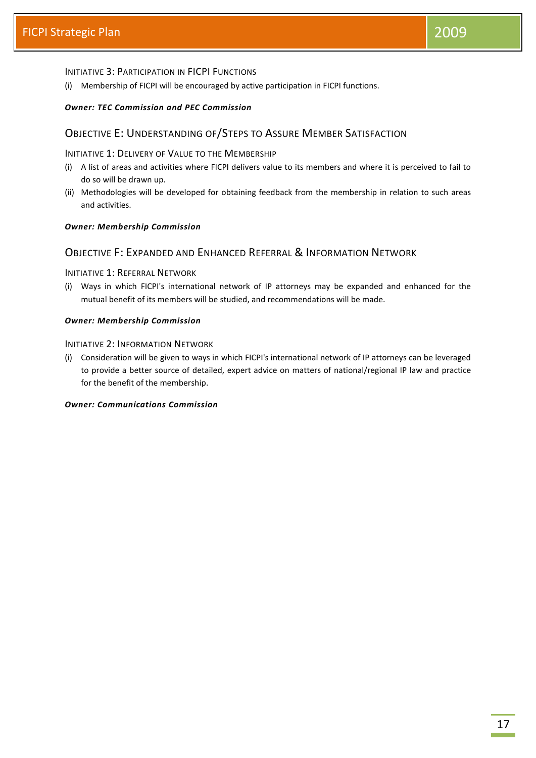### Initiative 3: Participation in FICPI Functions

(i) Membership of FICPI will be encouraged by active participation in FICPI functions.

***Owner: TEC Commission and PEC Commission***

## Objective E: Understanding of/Steps to Assure Member Satisfaction

### Initiative 1: Delivery of Value to the Membership

(i) A list of areas and activities where FICPI delivers value to its members and where it is perceived to fail to do so will be drawn up.

(ii) Methodologies will be developed for obtaining feedback from the membership in relation to such areas and activities.

***Owner: Membership Commission***

## Objective F: Expanded and Enhanced Referral & Information Network

### Initiative 1: Referral Network

(i) Ways in which FICPI's international network of IP attorneys may be expanded and enhanced for the mutual benefit of its members will be studied, and recommendations will be made.

***Owner: Membership Commission***

### Initiative 2: Information Network

(i) Consideration will be given to ways in which FICPI's international network of IP attorneys can be leveraged to provide a better source of detailed, expert advice on matters of national/regional IP law and practice for the benefit of the membership.

***Owner: Communications Commission***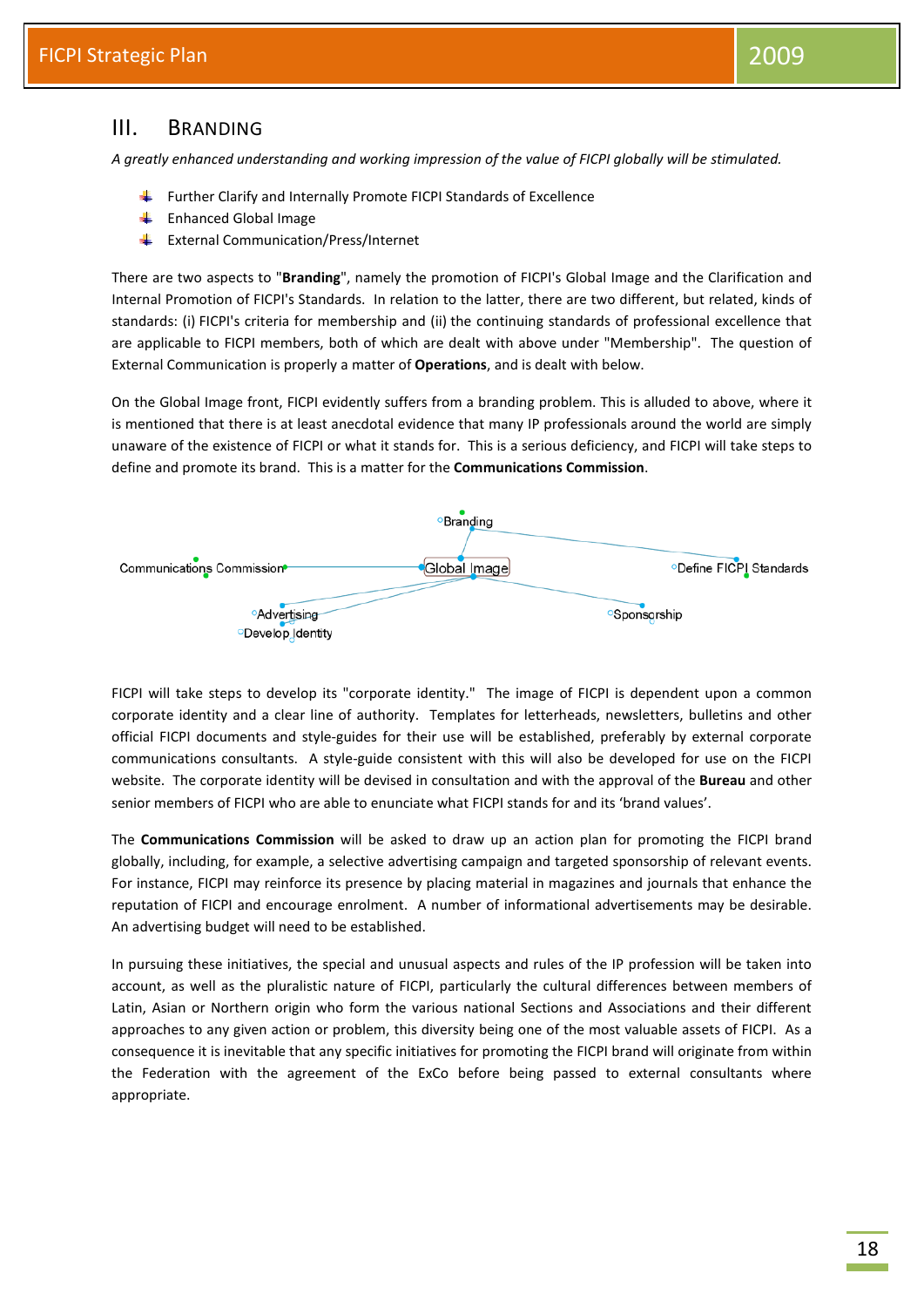## III. Branding

*A greatly enhanced understanding and working impression of the value of FICPI globally will be stimulated.*

- Further Clarify and Internally Promote FICPI Standards of Excellence
- Enhanced Global Image
- External Communication/Press/Internet

There are two aspects to "**Branding**", namely the promotion of FICPI's Global Image and the Clarification and Internal Promotion of FICPI's Standards. In relation to the latter, there are two different, but related, kinds of standards: (i) FICPI's criteria for membership and (ii) the continuing standards of professional excellence that are applicable to FICPI members, both of which are dealt with above under "Membership". The question of External Communication is properly a matter of **Operations**, and is dealt with below.

On the Global Image front, FICPI evidently suffers from a branding problem. This is alluded to above, where it is mentioned that there is at least anecdotal evidence that many IP professionals around the world are simply unaware of the existence of FICPI or what it stands for. This is a serious deficiency, and FICPI will take steps to define and promote its brand. This is a matter for the **Communications Commission**.

FICPI will take steps to develop its "corporate identity." The image of FICPI is dependent upon a common corporate identity and a clear line of authority. Templates for letterheads, newsletters, bulletins and other official FICPI documents and style-guides for their use will be established, preferably by external corporate communications consultants. A style-guide consistent with this will also be developed for use on the FICPI website. The corporate identity will be devised in consultation and with the approval of the **Bureau** and other senior members of FICPI who are able to enunciate what FICPI stands for and its 'brand values'.

The **Communications Commission** will be asked to draw up an action plan for promoting the FICPI brand globally, including, for example, a selective advertising campaign and targeted sponsorship of relevant events. For instance, FICPI may reinforce its presence by placing material in magazines and journals that enhance the reputation of FICPI and encourage enrolment. A number of informational advertisements may be desirable. An advertising budget will need to be established.

In pursuing these initiatives, the special and unusual aspects and rules of the IP profession will be taken into account, as well as the pluralistic nature of FICPI, particularly the cultural differences between members of Latin, Asian or Northern origin who form the various national Sections and Associations and their different approaches to any given action or problem, this diversity being one of the most valuable assets of FICPI. As a consequence it is inevitable that any specific initiatives for promoting the FICPI brand will originate from within the Federation with the agreement of the ExCo before being passed to external consultants where appropriate.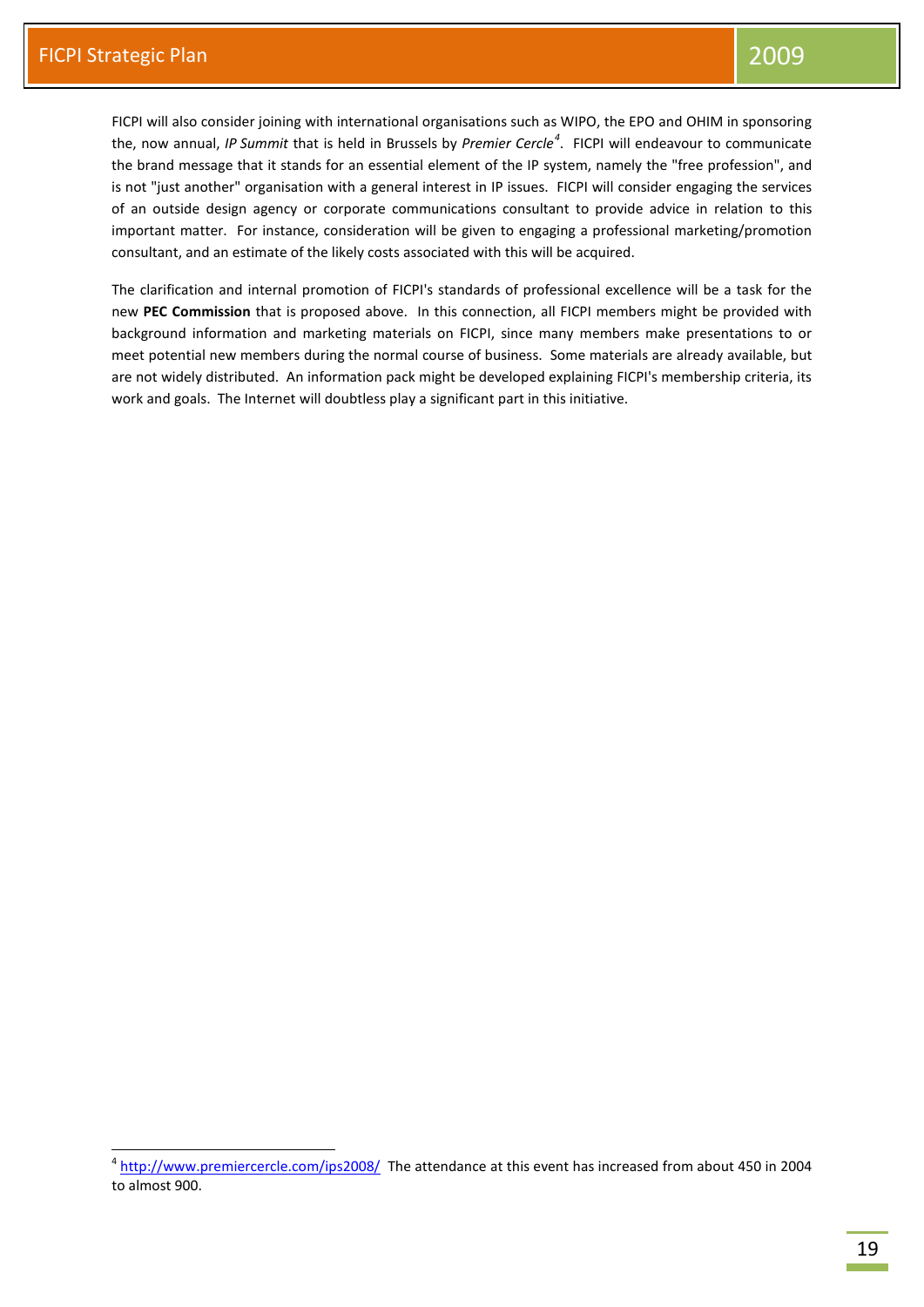FICPI will also consider joining with international organisations such as WIPO, the EPO and OHIM in sponsoring the, now annual, *IP Summit* that is held in Brussels by *Premier Cercle*[4]. FICPI will endeavour to communicate the brand message that it stands for an essential element of the IP system, namely the "free profession", and is not "just another" organisation with a general interest in IP issues. FICPI will consider engaging the services of an outside design agency or corporate communications consultant to provide advice in relation to this important matter. For instance, consideration will be given to engaging a professional marketing/promotion consultant, and an estimate of the likely costs associated with this will be acquired.

The clarification and internal promotion of FICPI's standards of professional excellence will be a task for the new **PEC Commission** that is proposed above. In this connection, all FICPI members might be provided with background information and marketing materials on FICPI, since many members make presentations to or meet potential new members during the normal course of business. Some materials are already available, but are not widely distributed. An information pack might be developed explaining FICPI's membership criteria, its work and goals. The Internet will doubtless play a significant part in this initiative.

---

[4] http://www.premiercercle.com/ips2008/ The attendance at this event has increased from about 450 in 2004 to almost 900.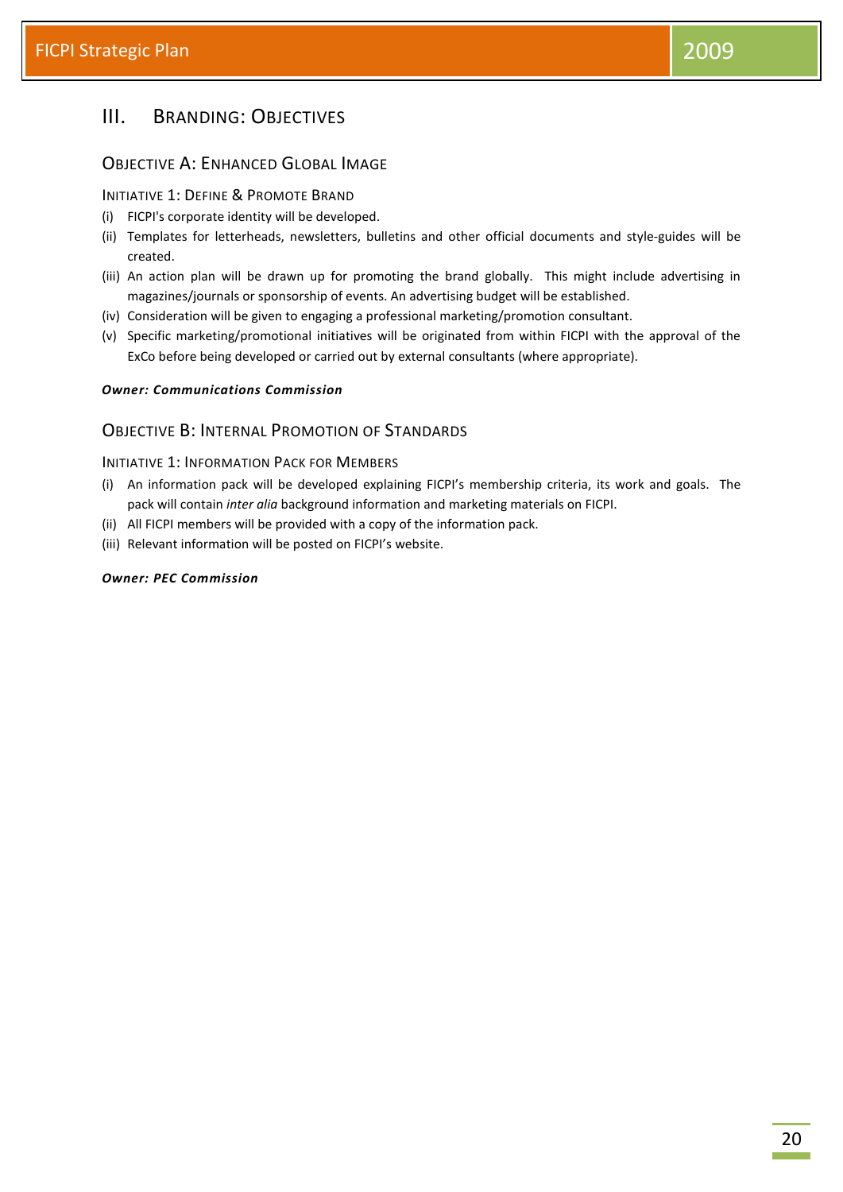# III. Branding: Objectives

## Objective A: Enhanced Global Image

### Initiative 1: Define & Promote Brand

(i) FICPI's corporate identity will be developed.

(ii) Templates for letterheads, newsletters, bulletins and other official documents and style-guides will be created.

(iii) An action plan will be drawn up for promoting the brand globally. This might include advertising in magazines/journals or sponsorship of events. An advertising budget will be established.

(iv) Consideration will be given to engaging a professional marketing/promotion consultant.

(v) Specific marketing/promotional initiatives will be originated from within FICPI with the approval of the ExCo before being developed or carried out by external consultants (where appropriate).

***Owner: Communications Commission***

## Objective B: Internal Promotion of Standards

### Initiative 1: Information Pack for Members

(i) An information pack will be developed explaining FICPI's membership criteria, its work and goals. The pack will contain *inter alia* background information and marketing materials on FICPI.

(ii) All FICPI members will be provided with a copy of the information pack.

(iii) Relevant information will be posted on FICPI's website.

***Owner: PEC Commission***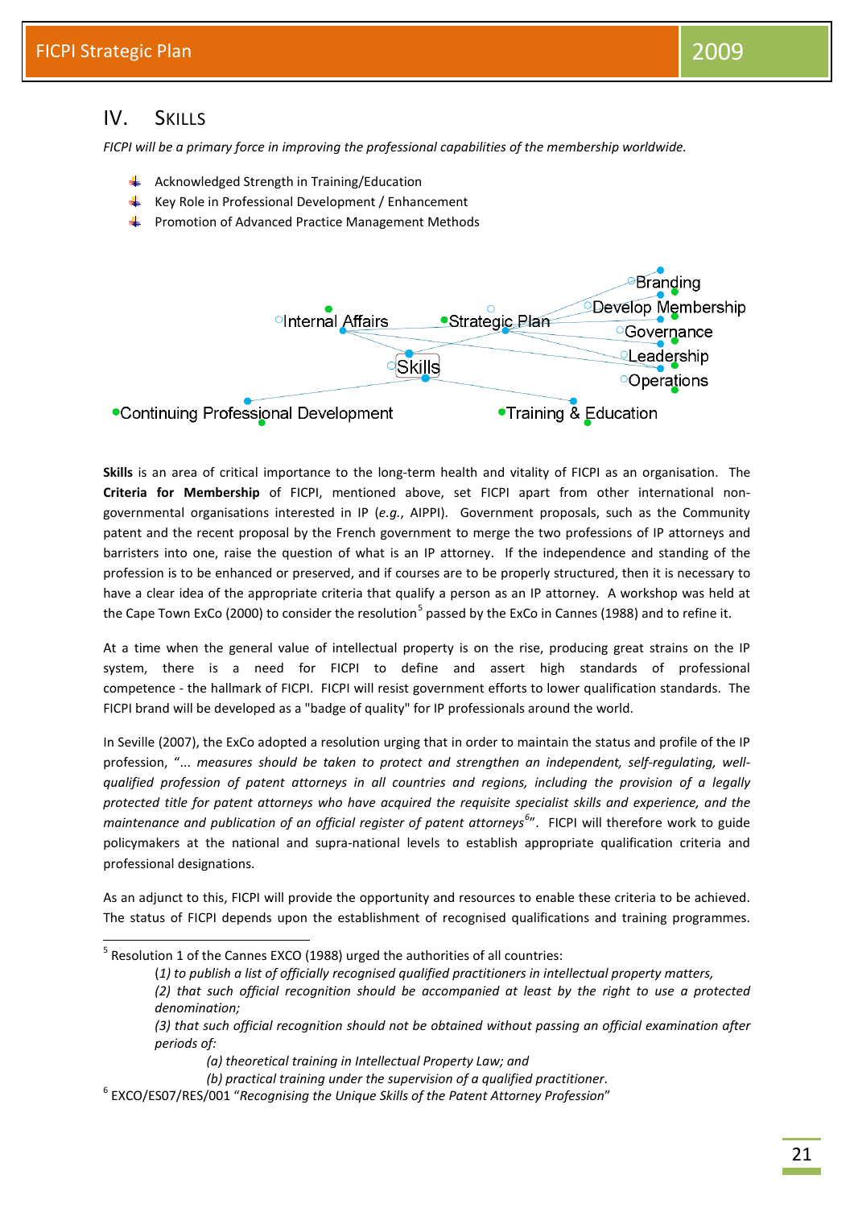## IV. Skills

*FICPI will be a primary force in improving the professional capabilities of the membership worldwide.*

- Acknowledged Strength in Training/Education
- Key Role in Professional Development / Enhancement
- Promotion of Advanced Practice Management Methods

Internal Affairs · Strategic Plan · Branding · Develop Membership · Governance · Leadership · Operations · Skills · Continuing Professional Development · Training & Education

**Skills** is an area of critical importance to the long-term health and vitality of FICPI as an organisation. The **Criteria for Membership** of FICPI, mentioned above, set FICPI apart from other international non-governmental organisations interested in IP (*e.g.*, AIPPI). Government proposals, such as the Community patent and the recent proposal by the French government to merge the two professions of IP attorneys and barristers into one, raise the question of what is an IP attorney. If the independence and standing of the profession is to be enhanced or preserved, and if courses are to be properly structured, then it is necessary to have a clear idea of the appropriate criteria that qualify a person as an IP attorney. A workshop was held at the Cape Town ExCo (2000) to consider the resolution[5] passed by the ExCo in Cannes (1988) and to refine it.

At a time when the general value of intellectual property is on the rise, producing great strains on the IP system, there is a need for FICPI to define and assert high standards of professional competence - the hallmark of FICPI. FICPI will resist government efforts to lower qualification standards. The FICPI brand will be developed as a "badge of quality" for IP professionals around the world.

In Seville (2007), the ExCo adopted a resolution urging that in order to maintain the status and profile of the IP profession, "*... measures should be taken to protect and strengthen an independent, self-regulating, well-qualified profession of patent attorneys in all countries and regions, including the provision of a legally protected title for patent attorneys who have acquired the requisite specialist skills and experience, and the maintenance and publication of an official register of patent attorneys*[6]". FICPI will therefore work to guide policymakers at the national and supra-national levels to establish appropriate qualification criteria and professional designations.

As an adjunct to this, FICPI will provide the opportunity and resources to enable these criteria to be achieved. The status of FICPI depends upon the establishment of recognised qualifications and training programmes.

---

[5] Resolution 1 of the Cannes EXCO (1988) urged the authorities of all countries:

> (*1) to publish a list of officially recognised qualified practitioners in intellectual property matters,*
>
> *(2) that such official recognition should be accompanied at least by the right to use a protected denomination;*
>
> *(3) that such official recognition should not be obtained without passing an official examination after periods of:*
>
> > *(a) theoretical training in Intellectual Property Law; and*
> >
> > *(b) practical training under the supervision of a qualified practitioner*.

[6] EXCO/ES07/RES/001 "*Recognising the Unique Skills of the Patent Attorney Profession*"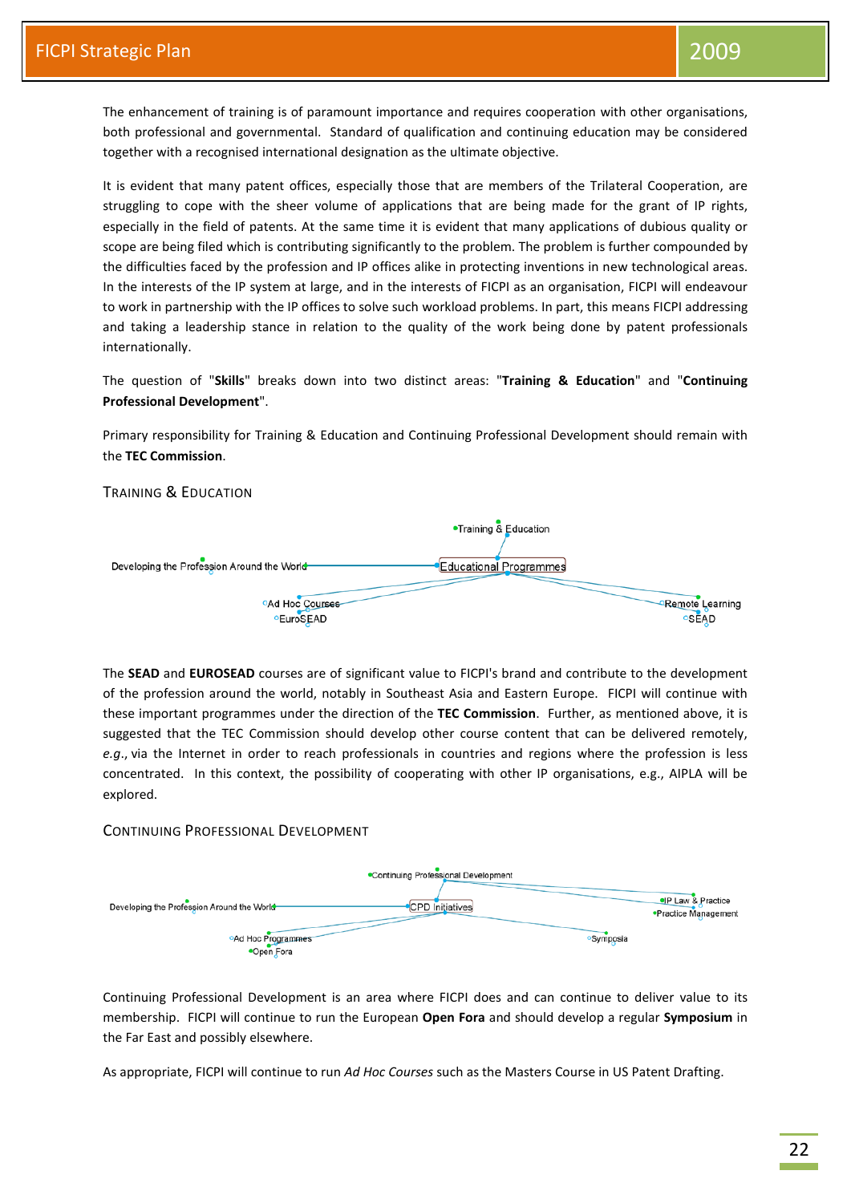The enhancement of training is of paramount importance and requires cooperation with other organisations, both professional and governmental. Standard of qualification and continuing education may be considered together with a recognised international designation as the ultimate objective.

It is evident that many patent offices, especially those that are members of the Trilateral Cooperation, are struggling to cope with the sheer volume of applications that are being made for the grant of IP rights, especially in the field of patents. At the same time it is evident that many applications of dubious quality or scope are being filed which is contributing significantly to the problem. The problem is further compounded by the difficulties faced by the profession and IP offices alike in protecting inventions in new technological areas. In the interests of the IP system at large, and in the interests of FICPI as an organisation, FICPI will endeavour to work in partnership with the IP offices to solve such workload problems. In part, this means FICPI addressing and taking a leadership stance in relation to the quality of the work being done by patent professionals internationally.

The question of "**Skills**" breaks down into two distinct areas: "**Training & Education**" and "**Continuing Professional Development**".

Primary responsibility for Training & Education and Continuing Professional Development should remain with the **TEC Commission**.

### Training & Education

Training & Education
Developing the Profession Around the World — Educational Programmes
Ad Hoc Courses
EuroSEAD
Remote Learning
SEAD

The **SEAD** and **EUROSEAD** courses are of significant value to FICPI's brand and contribute to the development of the profession around the world, notably in Southeast Asia and Eastern Europe. FICPI will continue with these important programmes under the direction of the **TEC Commission**. Further, as mentioned above, it is suggested that the TEC Commission should develop other course content that can be delivered remotely, *e.g.*, via the Internet in order to reach professionals in countries and regions where the profession is less concentrated. In this context, the possibility of cooperating with other IP organisations, e.g., AIPLA will be explored.

### Continuing Professional Development

Continuing Professional Development
Developing the Profession Around the World — CPD Initiatives
IP Law & Practice
Practice Management
Ad Hoc Programmes
Open Fora
Symposia

Continuing Professional Development is an area where FICPI does and can continue to deliver value to its membership. FICPI will continue to run the European **Open Fora** and should develop a regular **Symposium** in the Far East and possibly elsewhere.

As appropriate, FICPI will continue to run *Ad Hoc Courses* such as the Masters Course in US Patent Drafting.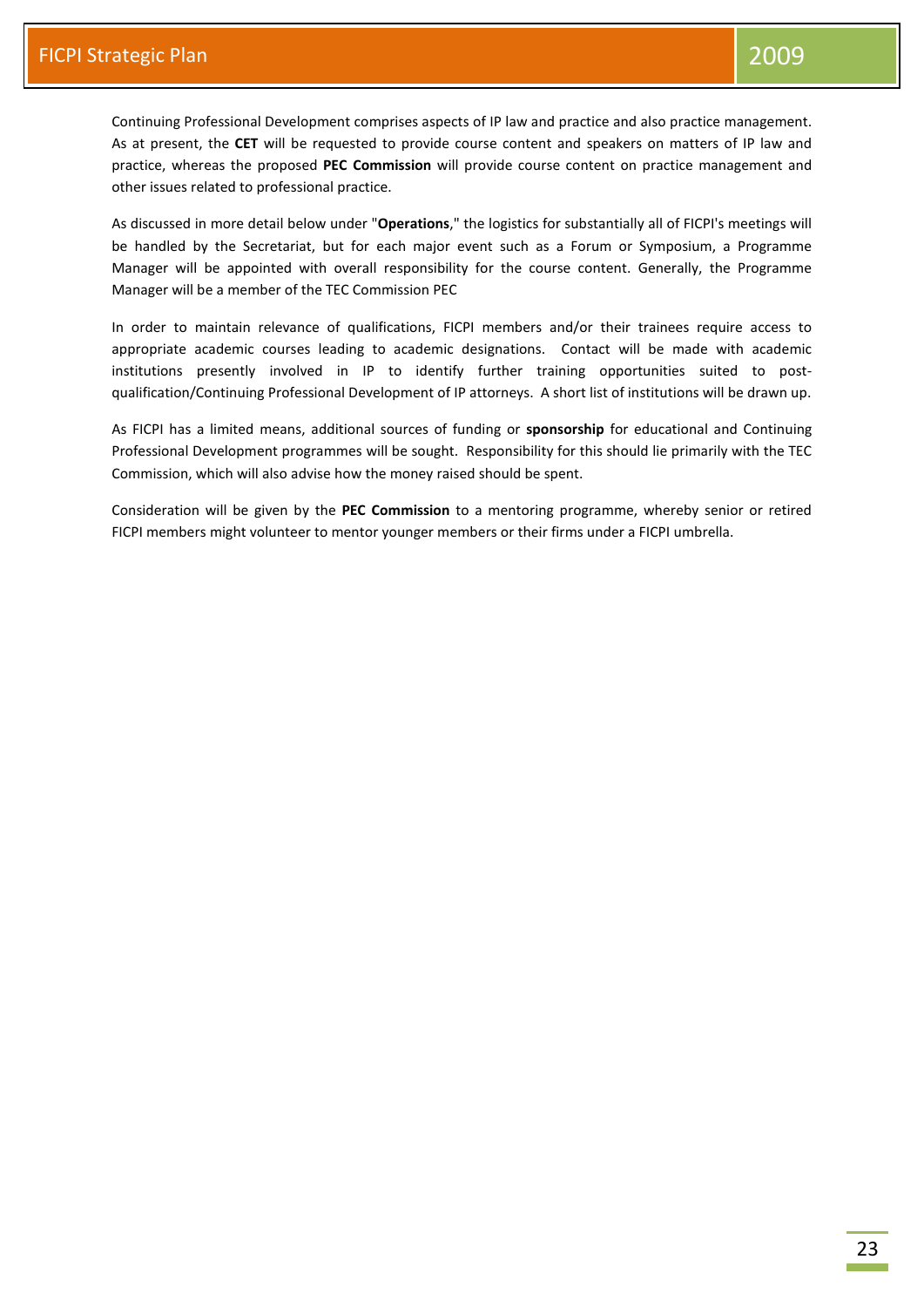Continuing Professional Development comprises aspects of IP law and practice and also practice management. As at present, the **CET** will be requested to provide course content and speakers on matters of IP law and practice, whereas the proposed **PEC Commission** will provide course content on practice management and other issues related to professional practice.

As discussed in more detail below under "**Operations**," the logistics for substantially all of FICPI's meetings will be handled by the Secretariat, but for each major event such as a Forum or Symposium, a Programme Manager will be appointed with overall responsibility for the course content. Generally, the Programme Manager will be a member of the TEC Commission PEC

In order to maintain relevance of qualifications, FICPI members and/or their trainees require access to appropriate academic courses leading to academic designations. Contact will be made with academic institutions presently involved in IP to identify further training opportunities suited to post-qualification/Continuing Professional Development of IP attorneys. A short list of institutions will be drawn up.

As FICPI has a limited means, additional sources of funding or **sponsorship** for educational and Continuing Professional Development programmes will be sought. Responsibility for this should lie primarily with the TEC Commission, which will also advise how the money raised should be spent.

Consideration will be given by the **PEC Commission** to a mentoring programme, whereby senior or retired FICPI members might volunteer to mentor younger members or their firms under a FICPI umbrella.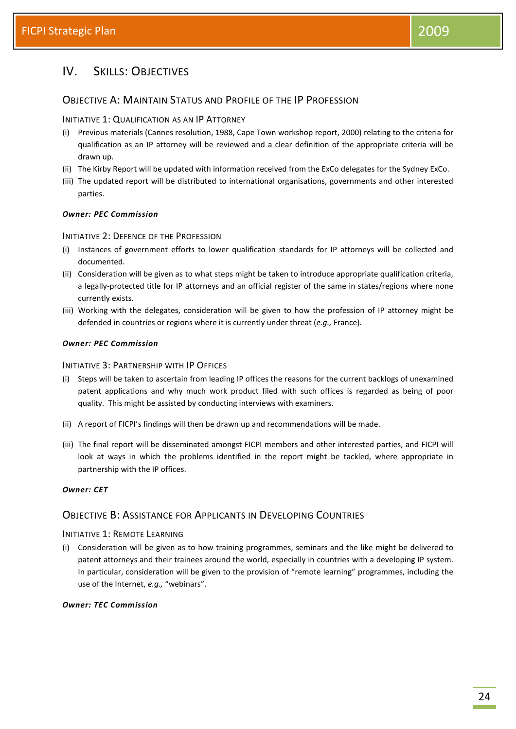# IV. Skills: Objectives

## Objective A: Maintain Status and Profile of the IP Profession

### Initiative 1: Qualification as an IP Attorney

(i) Previous materials (Cannes resolution, 1988, Cape Town workshop report, 2000) relating to the criteria for qualification as an IP attorney will be reviewed and a clear definition of the appropriate criteria will be drawn up.

(ii) The Kirby Report will be updated with information received from the ExCo delegates for the Sydney ExCo.

(iii) The updated report will be distributed to international organisations, governments and other interested parties.

***Owner: PEC Commission***

### Initiative 2: Defence of the Profession

(i) Instances of government efforts to lower qualification standards for IP attorneys will be collected and documented.

(ii) Consideration will be given as to what steps might be taken to introduce appropriate qualification criteria, a legally-protected title for IP attorneys and an official register of the same in states/regions where none currently exists.

(iii) Working with the delegates, consideration will be given to how the profession of IP attorney might be defended in countries or regions where it is currently under threat (*e.g.,* France).

***Owner: PEC Commission***

### Initiative 3: Partnership with IP Offices

(i) Steps will be taken to ascertain from leading IP offices the reasons for the current backlogs of unexamined patent applications and why much work product filed with such offices is regarded as being of poor quality. This might be assisted by conducting interviews with examiners.

(ii) A report of FICPI's findings will then be drawn up and recommendations will be made.

(iii) The final report will be disseminated amongst FICPI members and other interested parties, and FICPI will look at ways in which the problems identified in the report might be tackled, where appropriate in partnership with the IP offices.

***Owner: CET***

## Objective B: Assistance for Applicants in Developing Countries

### Initiative 1: Remote Learning

(i) Consideration will be given as to how training programmes, seminars and the like might be delivered to patent attorneys and their trainees around the world, especially in countries with a developing IP system. In particular, consideration will be given to the provision of "remote learning" programmes, including the use of the Internet, *e.g.,* "webinars".

***Owner: TEC Commission***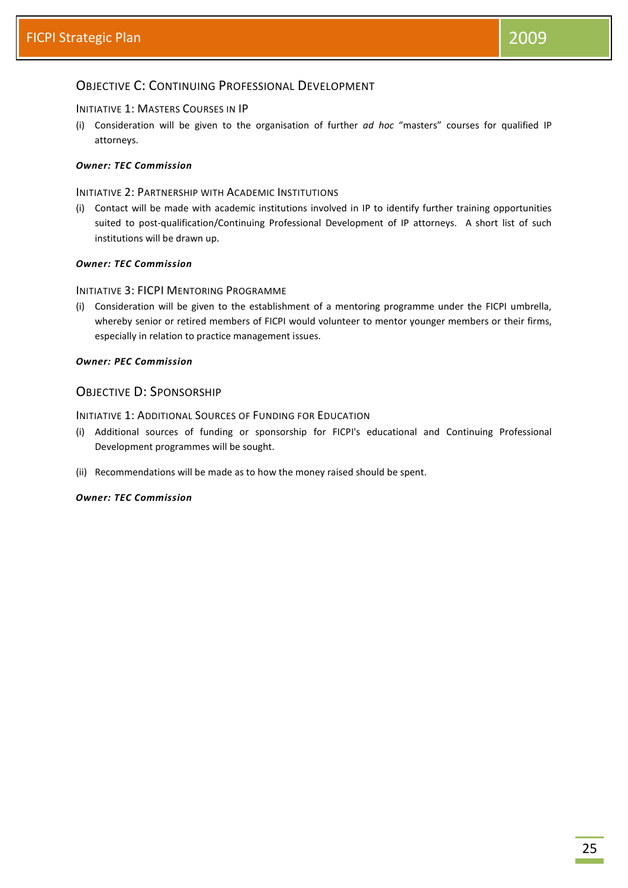## Objective C: Continuing Professional Development

### Initiative 1: Masters Courses in IP

(i) Consideration will be given to the organisation of further *ad hoc* "masters" courses for qualified IP attorneys.

***Owner: TEC Commission***

### Initiative 2: Partnership with Academic Institutions

(i) Contact will be made with academic institutions involved in IP to identify further training opportunities suited to post-qualification/Continuing Professional Development of IP attorneys. A short list of such institutions will be drawn up.

***Owner: TEC Commission***

### Initiative 3: FICPI Mentoring Programme

(i) Consideration will be given to the establishment of a mentoring programme under the FICPI umbrella, whereby senior or retired members of FICPI would volunteer to mentor younger members or their firms, especially in relation to practice management issues.

***Owner: PEC Commission***

## Objective D: Sponsorship

### Initiative 1: Additional Sources of Funding for Education

(i) Additional sources of funding or sponsorship for FICPI's educational and Continuing Professional Development programmes will be sought.

(ii) Recommendations will be made as to how the money raised should be spent.

***Owner: TEC Commission***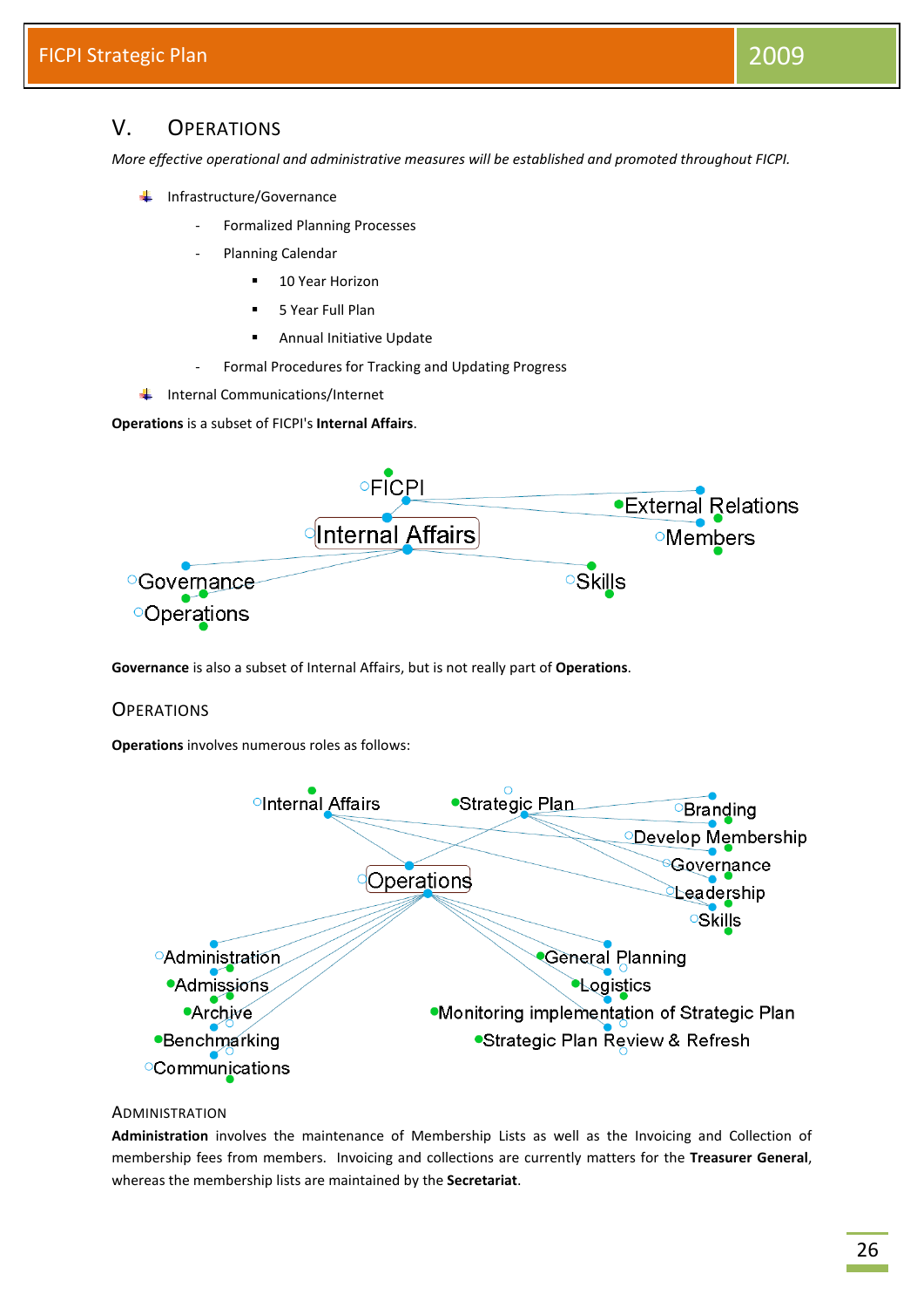## V. Operations

*More effective operational and administrative measures will be established and promoted throughout FICPI.*

- Infrastructure/Governance
  - Formalized Planning Processes
  - Planning Calendar
    - 10 Year Horizon
    - 5 Year Full Plan
    - Annual Initiative Update
  - Formal Procedures for Tracking and Updating Progress
- Internal Communications/Internet

**Operations** is a subset of FICPI's **Internal Affairs**.

FICPI
Internal Affairs
External Relations
Members
Governance
Operations
Skills

**Governance** is also a subset of Internal Affairs, but is not really part of **Operations**.

### Operations

**Operations** involves numerous roles as follows:

Internal Affairs
Strategic Plan
Branding
Develop Membership
Governance
Leadership
Skills
Operations
Administration
Admissions
Archive
Benchmarking
Communications
General Planning
Logistics
Monitoring implementation of Strategic Plan
Strategic Plan Review & Refresh

### Administration

**Administration** involves the maintenance of Membership Lists as well as the Invoicing and Collection of membership fees from members. Invoicing and collections are currently matters for the **Treasurer General**, whereas the membership lists are maintained by the **Secretariat**.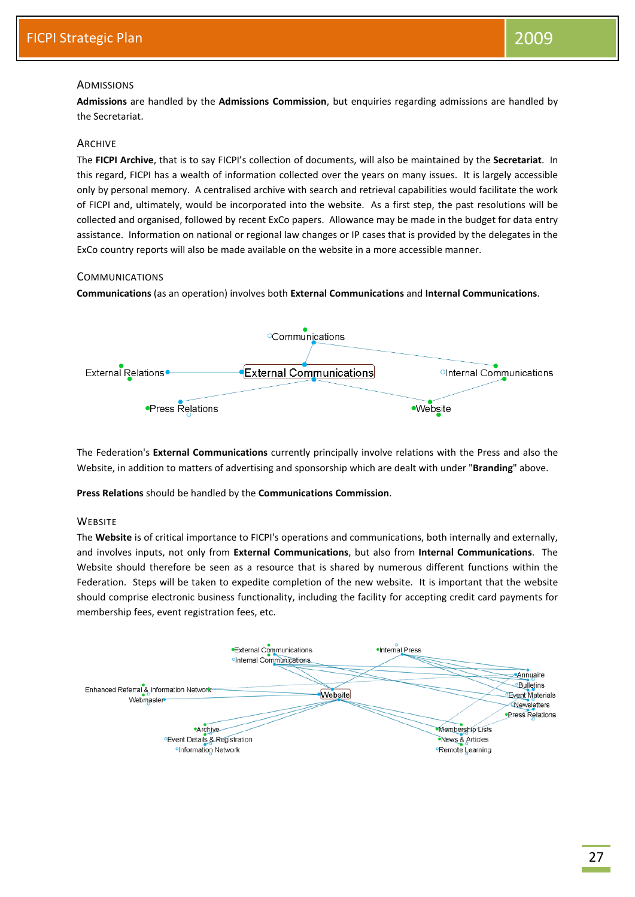### Admissions

**Admissions** are handled by the **Admissions Commission**, but enquiries regarding admissions are handled by the Secretariat.

### Archive

The **FICPI Archive**, that is to say FICPI's collection of documents, will also be maintained by the **Secretariat**. In this regard, FICPI has a wealth of information collected over the years on many issues. It is largely accessible only by personal memory. A centralised archive with search and retrieval capabilities would facilitate the work of FICPI and, ultimately, would be incorporated into the website. As a first step, the past resolutions will be collected and organised, followed by recent ExCo papers. Allowance may be made in the budget for data entry assistance. Information on national or regional law changes or IP cases that is provided by the delegates in the ExCo country reports will also be made available on the website in a more accessible manner.

### Communications

**Communications** (as an operation) involves both **External Communications** and **Internal Communications**.

Communications
External Relations
External Communications
Internal Communications
Press Relations
Website

The Federation's **External Communications** currently principally involve relations with the Press and also the Website, in addition to matters of advertising and sponsorship which are dealt with under "**Branding**" above.

**Press Relations** should be handled by the **Communications Commission**.

### Website

The **Website** is of critical importance to FICPI's operations and communications, both internally and externally, and involves inputs, not only from **External Communications**, but also from **Internal Communications**. The Website should therefore be seen as a resource that is shared by numerous different functions within the Federation. Steps will be taken to expedite completion of the new website. It is important that the website should comprise electronic business functionality, including the facility for accepting credit card payments for membership fees, event registration fees, etc.

External Communications
Internal Communications
Internal Press
Enhanced Referral & Information Network
Webmaster
Website
Annuaire
Bulletins
Event Materials
Newsletters
Press Relations
Archive
Event Details & Registration
Information Network
Membership Lists
News & Articles
Remote Learning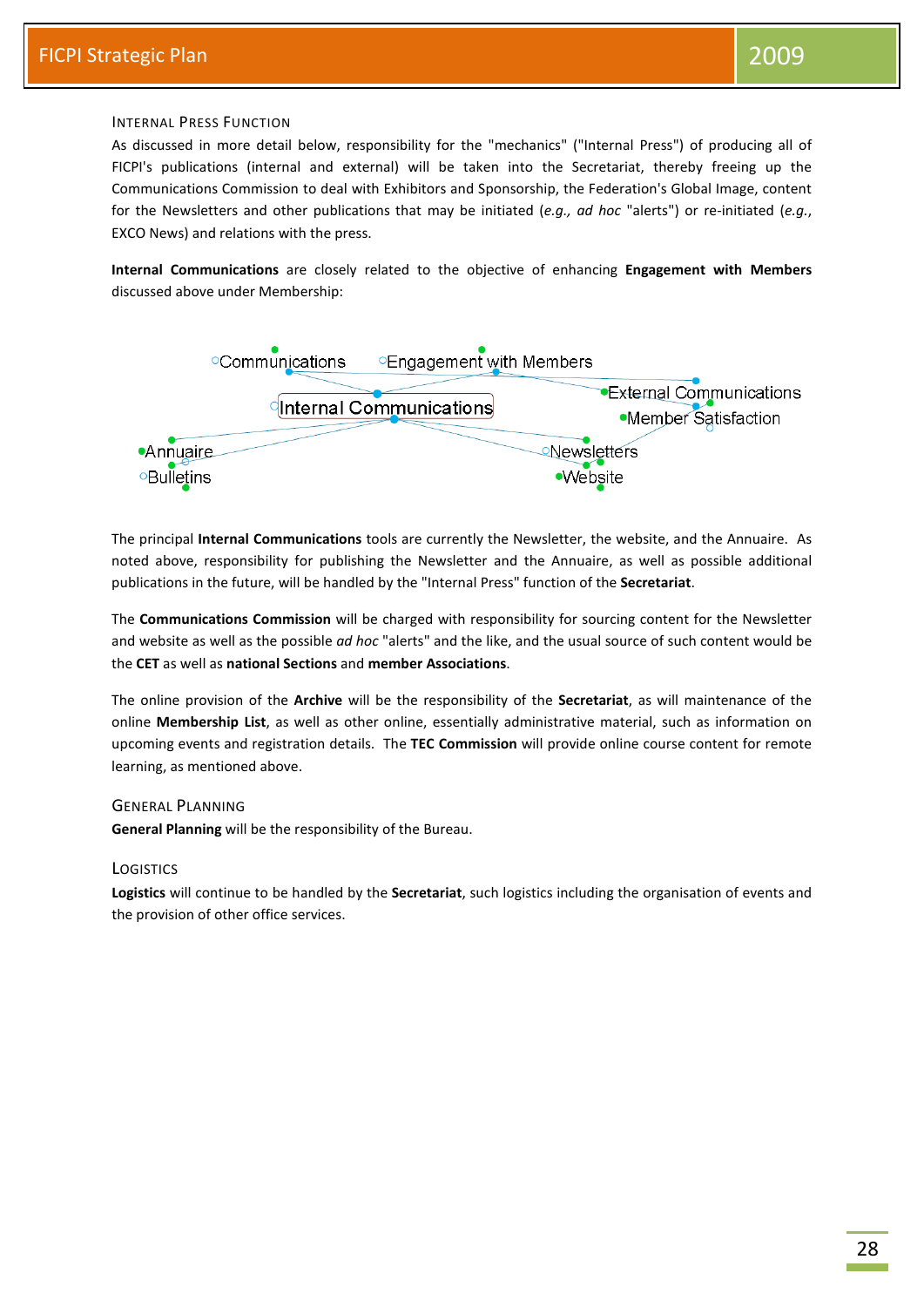### Internal Press Function

As discussed in more detail below, responsibility for the "mechanics" ("Internal Press") of producing all of FICPI's publications (internal and external) will be taken into the Secretariat, thereby freeing up the Communications Commission to deal with Exhibitors and Sponsorship, the Federation's Global Image, content for the Newsletters and other publications that may be initiated (*e.g., ad hoc* "alerts") or re-initiated (*e.g.*, EXCO News) and relations with the press.

**Internal Communications** are closely related to the objective of enhancing **Engagement with Members** discussed above under Membership:

Communications
Engagement with Members
External Communications
Internal Communications
Member Satisfaction
Annuaire
Newsletters
Bulletins
Website

The principal **Internal Communications** tools are currently the Newsletter, the website, and the Annuaire. As noted above, responsibility for publishing the Newsletter and the Annuaire, as well as possible additional publications in the future, will be handled by the "Internal Press" function of the **Secretariat**.

The **Communications Commission** will be charged with responsibility for sourcing content for the Newsletter and website as well as the possible *ad hoc* "alerts" and the like, and the usual source of such content would be the **CET** as well as **national Sections** and **member Associations**.

The online provision of the **Archive** will be the responsibility of the **Secretariat**, as will maintenance of the online **Membership List**, as well as other online, essentially administrative material, such as information on upcoming events and registration details. The **TEC Commission** will provide online course content for remote learning, as mentioned above.

### General Planning

**General Planning** will be the responsibility of the Bureau.

### Logistics

**Logistics** will continue to be handled by the **Secretariat**, such logistics including the organisation of events and the provision of other office services.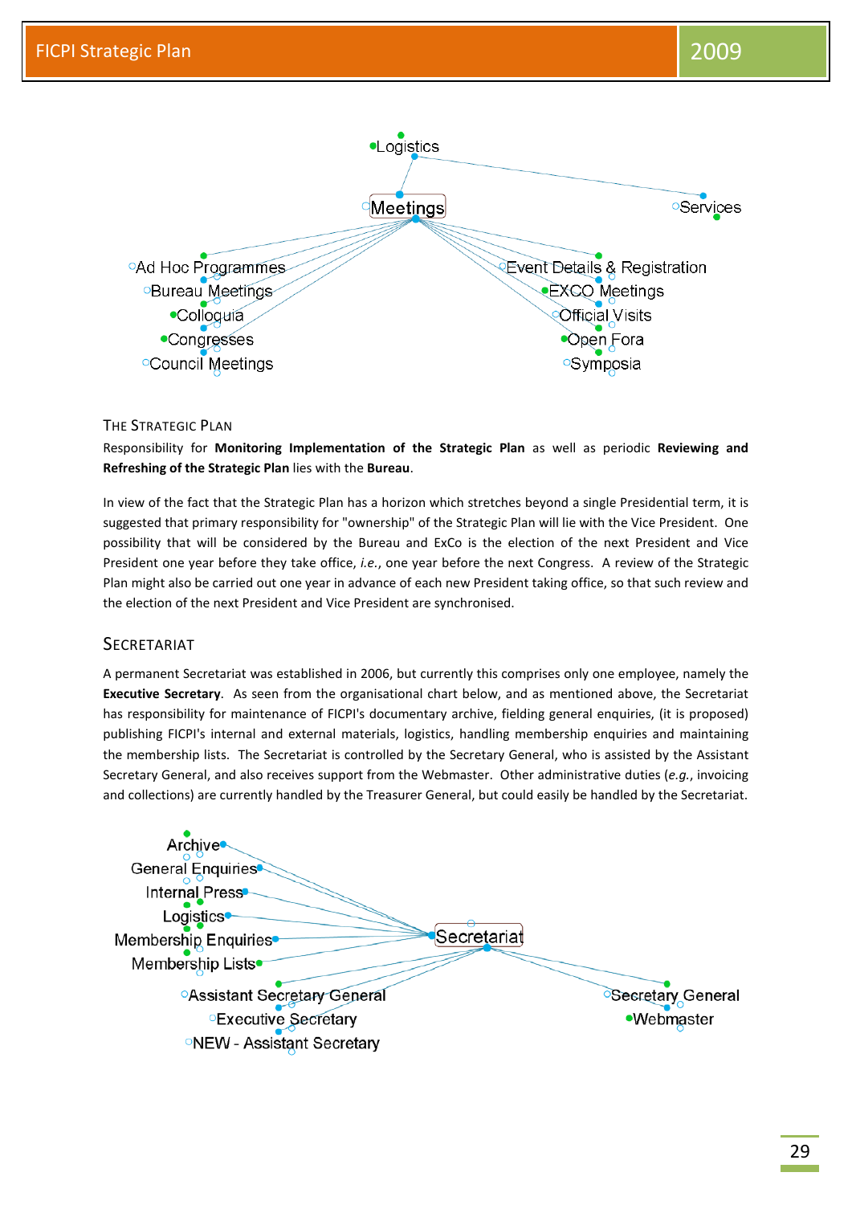Logistics

Meetings

Services

Ad Hoc Programmes

Bureau Meetings

Colloquia

Congresses

Council Meetings

Event Details & Registration

EXCO Meetings

Official Visits

Open Fora

Symposia

## The Strategic Plan

Responsibility for **Monitoring Implementation of the Strategic Plan** as well as periodic **Reviewing and Refreshing of the Strategic Plan** lies with the **Bureau**.

In view of the fact that the Strategic Plan has a horizon which stretches beyond a single Presidential term, it is suggested that primary responsibility for "ownership" of the Strategic Plan will lie with the Vice President. One possibility that will be considered by the Bureau and ExCo is the election of the next President and Vice President one year before they take office, *i.e.*, one year before the next Congress. A review of the Strategic Plan might also be carried out one year in advance of each new President taking office, so that such review and the election of the next President and Vice President are synchronised.

## Secretariat

A permanent Secretariat was established in 2006, but currently this comprises only one employee, namely the **Executive Secretary**. As seen from the organisational chart below, and as mentioned above, the Secretariat has responsibility for maintenance of FICPI's documentary archive, fielding general enquiries, (it is proposed) publishing FICPI's internal and external materials, logistics, handling membership enquiries and maintaining the membership lists. The Secretariat is controlled by the Secretary General, who is assisted by the Assistant Secretary General, and also receives support from the Webmaster. Other administrative duties (*e.g.*, invoicing and collections) are currently handled by the Treasurer General, but could easily be handled by the Secretariat.

Archive

General Enquiries

Internal Press

Logistics

Membership Enquiries

Membership Lists

Secretariat

Assistant Secretary General

Executive Secretary

NEW - Assistant Secretary

Secretary General

Webmaster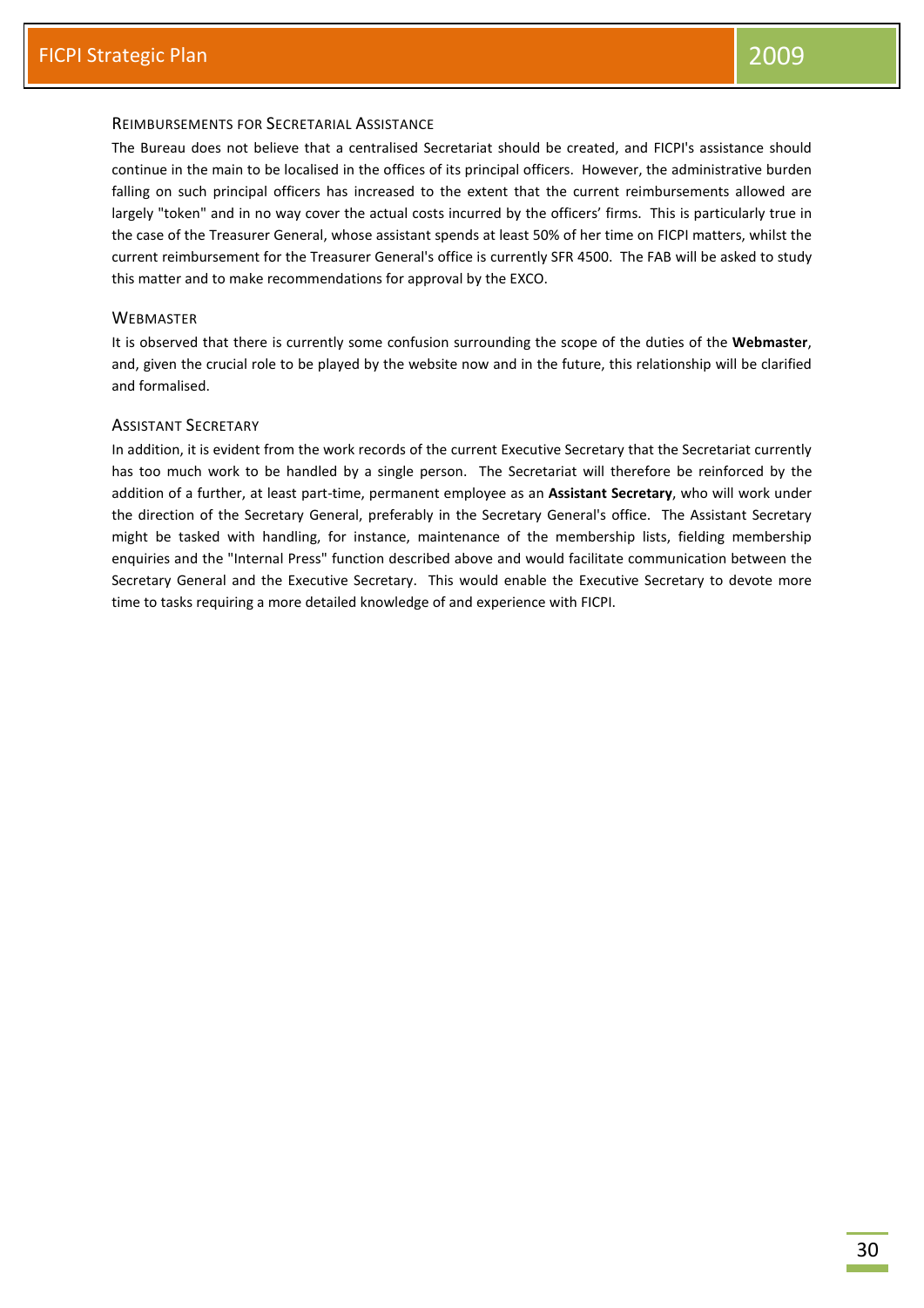### Reimbursements for Secretarial Assistance

The Bureau does not believe that a centralised Secretariat should be created, and FICPI's assistance should continue in the main to be localised in the offices of its principal officers. However, the administrative burden falling on such principal officers has increased to the extent that the current reimbursements allowed are largely "token" and in no way cover the actual costs incurred by the officers' firms. This is particularly true in the case of the Treasurer General, whose assistant spends at least 50% of her time on FICPI matters, whilst the current reimbursement for the Treasurer General's office is currently SFR 4500. The FAB will be asked to study this matter and to make recommendations for approval by the EXCO.

### Webmaster

It is observed that there is currently some confusion surrounding the scope of the duties of the **Webmaster**, and, given the crucial role to be played by the website now and in the future, this relationship will be clarified and formalised.

### Assistant Secretary

In addition, it is evident from the work records of the current Executive Secretary that the Secretariat currently has too much work to be handled by a single person. The Secretariat will therefore be reinforced by the addition of a further, at least part-time, permanent employee as an **Assistant Secretary**, who will work under the direction of the Secretary General, preferably in the Secretary General's office. The Assistant Secretary might be tasked with handling, for instance, maintenance of the membership lists, fielding membership enquiries and the "Internal Press" function described above and would facilitate communication between the Secretary General and the Executive Secretary. This would enable the Executive Secretary to devote more time to tasks requiring a more detailed knowledge of and experience with FICPI.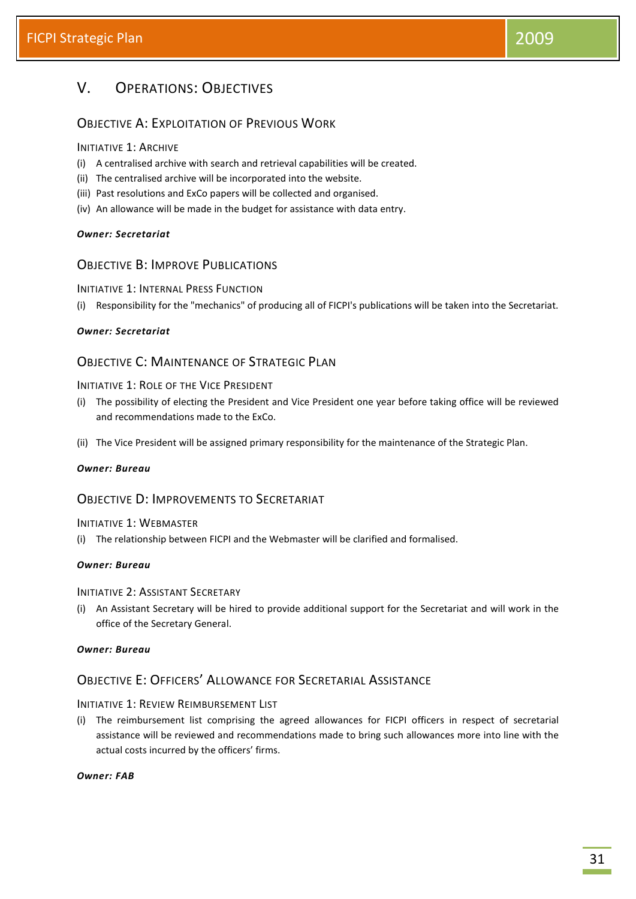# V. Operations: Objectives

## Objective A: Exploitation of Previous Work

### Initiative 1: Archive

(i) A centralised archive with search and retrieval capabilities will be created.

(ii) The centralised archive will be incorporated into the website.

(iii) Past resolutions and ExCo papers will be collected and organised.

(iv) An allowance will be made in the budget for assistance with data entry.

***Owner: Secretariat***

## Objective B: Improve Publications

### Initiative 1: Internal Press Function

(i) Responsibility for the "mechanics" of producing all of FICPI's publications will be taken into the Secretariat.

***Owner: Secretariat***

## Objective C: Maintenance of Strategic Plan

### Initiative 1: Role of the Vice President

(i) The possibility of electing the President and Vice President one year before taking office will be reviewed and recommendations made to the ExCo.

(ii) The Vice President will be assigned primary responsibility for the maintenance of the Strategic Plan.

***Owner: Bureau***

## Objective D: Improvements to Secretariat

### Initiative 1: Webmaster

(i) The relationship between FICPI and the Webmaster will be clarified and formalised.

***Owner: Bureau***

### Initiative 2: Assistant Secretary

(i) An Assistant Secretary will be hired to provide additional support for the Secretariat and will work in the office of the Secretary General.

***Owner: Bureau***

## Objective E: Officers' Allowance for Secretarial Assistance

### Initiative 1: Review Reimbursement List

(i) The reimbursement list comprising the agreed allowances for FICPI officers in respect of secretarial assistance will be reviewed and recommendations made to bring such allowances more into line with the actual costs incurred by the officers' firms.

***Owner: FAB***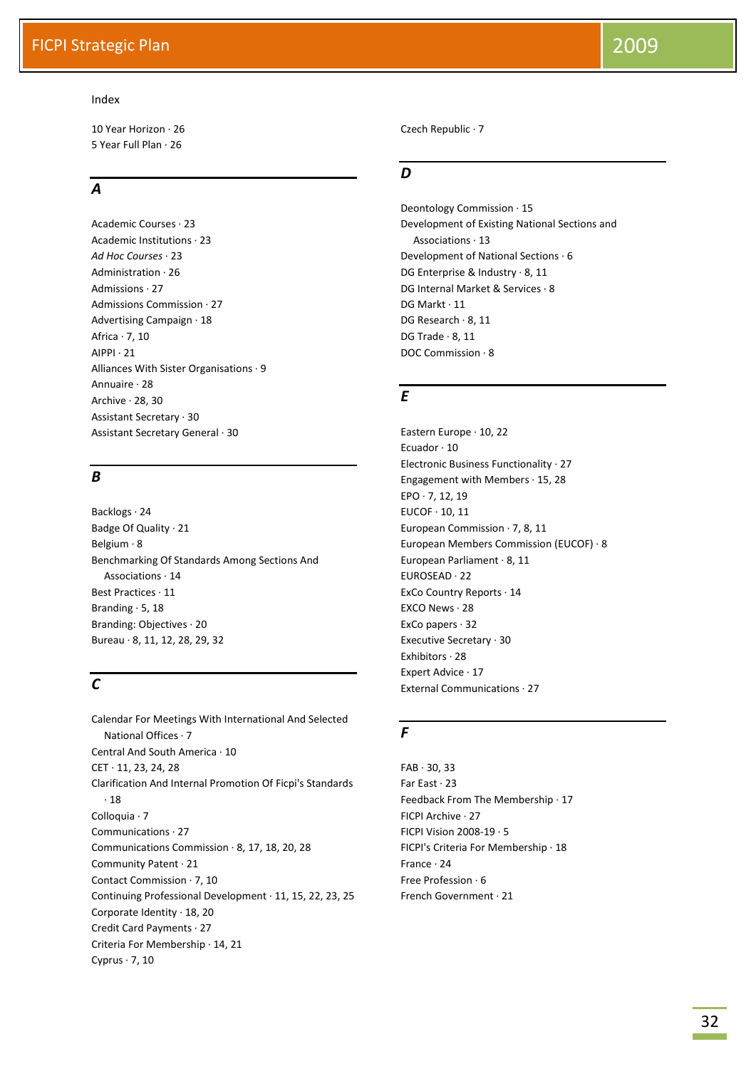Index

10 Year Horizon · 26
5 Year Full Plan · 26

### A

Academic Courses · 23
Academic Institutions · 23
*Ad Hoc Courses* · 23
Administration · 26
Admissions · 27
Admissions Commission · 27
Advertising Campaign · 18
Africa · 7, 10
AIPPI · 21
Alliances With Sister Organisations · 9
Annuaire · 28
Archive · 28, 30
Assistant Secretary · 30
Assistant Secretary General · 30

### B

Backlogs · 24
Badge Of Quality · 21
Belgium · 8
Benchmarking Of Standards Among Sections And Associations · 14
Best Practices · 11
Branding · 5, 18
Branding: Objectives · 20
Bureau · 8, 11, 12, 28, 29, 32

### C

Calendar For Meetings With International And Selected National Offices · 7
Central And South America · 10
CET · 11, 23, 24, 28
Clarification And Internal Promotion Of Ficpi's Standards · 18
Colloquia · 7
Communications · 27
Communications Commission · 8, 17, 18, 20, 28
Community Patent · 21
Contact Commission · 7, 10
Continuing Professional Development · 11, 15, 22, 23, 25
Corporate Identity · 18, 20
Credit Card Payments · 27
Criteria For Membership · 14, 21
Cyprus · 7, 10
Czech Republic · 7

### D

Deontology Commission · 15
Development of Existing National Sections and Associations · 13
Development of National Sections · 6
DG Enterprise & Industry · 8, 11
DG Internal Market & Services · 8
DG Markt · 11
DG Research · 8, 11
DG Trade · 8, 11
DOC Commission · 8

### E

Eastern Europe · 10, 22
Ecuador · 10
Electronic Business Functionality · 27
Engagement with Members · 15, 28
EPO · 7, 12, 19
EUCOF · 10, 11
European Commission · 7, 8, 11
European Members Commission (EUCOF) · 8
European Parliament · 8, 11
EUROSEAD · 22
ExCo Country Reports · 14
EXCO News · 28
ExCo papers · 32
Executive Secretary · 30
Exhibitors · 28
Expert Advice · 17
External Communications · 27

### F

FAB · 30, 33
Far East · 23
Feedback From The Membership · 17
FICPI Archive · 27
FICPI Vision 2008-19 · 5
FICPI's Criteria For Membership · 18
France · 24
Free Profession · 6
French Government · 21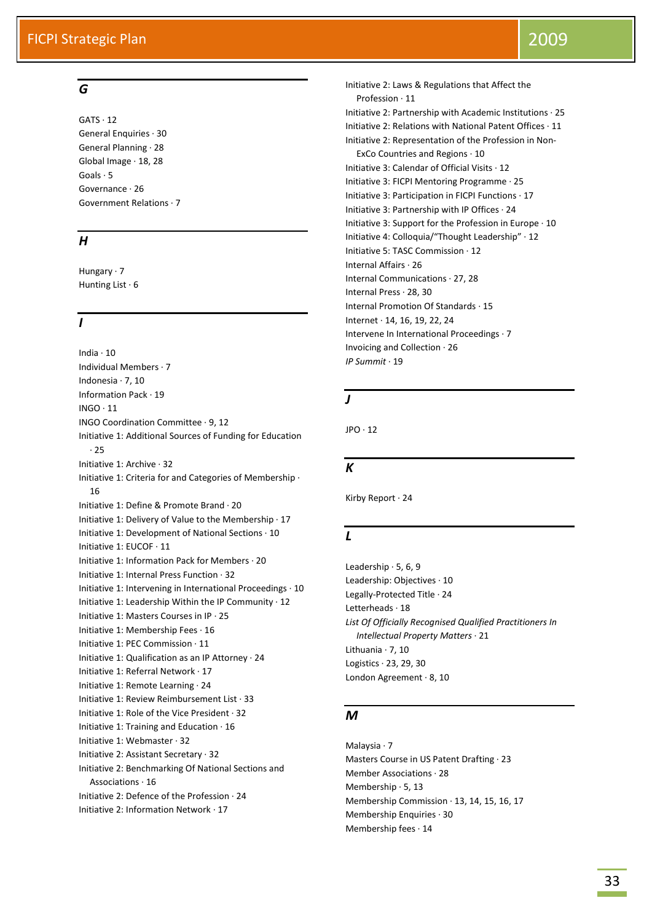### G

GATS · 12
General Enquiries · 30
General Planning · 28
Global Image · 18, 28
Goals · 5
Governance · 26
Government Relations · 7

### H

Hungary · 7
Hunting List · 6

### I

India · 10
Individual Members · 7
Indonesia · 7, 10
Information Pack · 19
INGO · 11
INGO Coordination Committee · 9, 12
Initiative 1: Additional Sources of Funding for Education · 25
Initiative 1: Archive · 32
Initiative 1: Criteria for and Categories of Membership · 16
Initiative 1: Define & Promote Brand · 20
Initiative 1: Delivery of Value to the Membership · 17
Initiative 1: Development of National Sections · 10
Initiative 1: EUCOF · 11
Initiative 1: Information Pack for Members · 20
Initiative 1: Internal Press Function · 32
Initiative 1: Intervening in International Proceedings · 10
Initiative 1: Leadership Within the IP Community · 12
Initiative 1: Masters Courses in IP · 25
Initiative 1: Membership Fees · 16
Initiative 1: PEC Commission · 11
Initiative 1: Qualification as an IP Attorney · 24
Initiative 1: Referral Network · 17
Initiative 1: Remote Learning · 24
Initiative 1: Review Reimbursement List · 33
Initiative 1: Role of the Vice President · 32
Initiative 1: Training and Education · 16
Initiative 1: Webmaster · 32
Initiative 2: Assistant Secretary · 32
Initiative 2: Benchmarking Of National Sections and Associations · 16
Initiative 2: Defence of the Profession · 24
Initiative 2: Information Network · 17
Initiative 2: Laws & Regulations that Affect the Profession · 11
Initiative 2: Partnership with Academic Institutions · 25
Initiative 2: Relations with National Patent Offices · 11
Initiative 2: Representation of the Profession in Non-ExCo Countries and Regions · 10
Initiative 3: Calendar of Official Visits · 12
Initiative 3: FICPI Mentoring Programme · 25
Initiative 3: Participation in FICPI Functions · 17
Initiative 3: Partnership with IP Offices · 24
Initiative 3: Support for the Profession in Europe · 10
Initiative 4: Colloquia/"Thought Leadership" · 12
Initiative 5: TASC Commission · 12
Internal Affairs · 26
Internal Communications · 27, 28
Internal Press · 28, 30
Internal Promotion Of Standards · 15
Internet · 14, 16, 19, 22, 24
Intervene In International Proceedings · 7
Invoicing and Collection · 26
*IP Summit* · 19

### J

JPO · 12

### K

Kirby Report · 24

### L

Leadership · 5, 6, 9
Leadership: Objectives · 10
Legally-Protected Title · 24
Letterheads · 18
*List Of Officially Recognised Qualified Practitioners In Intellectual Property Matters* · 21
Lithuania · 7, 10
Logistics · 23, 29, 30
London Agreement · 8, 10

### M

Malaysia · 7
Masters Course in US Patent Drafting · 23
Member Associations · 28
Membership · 5, 13
Membership Commission · 13, 14, 15, 16, 17
Membership Enquiries · 30
Membership fees · 14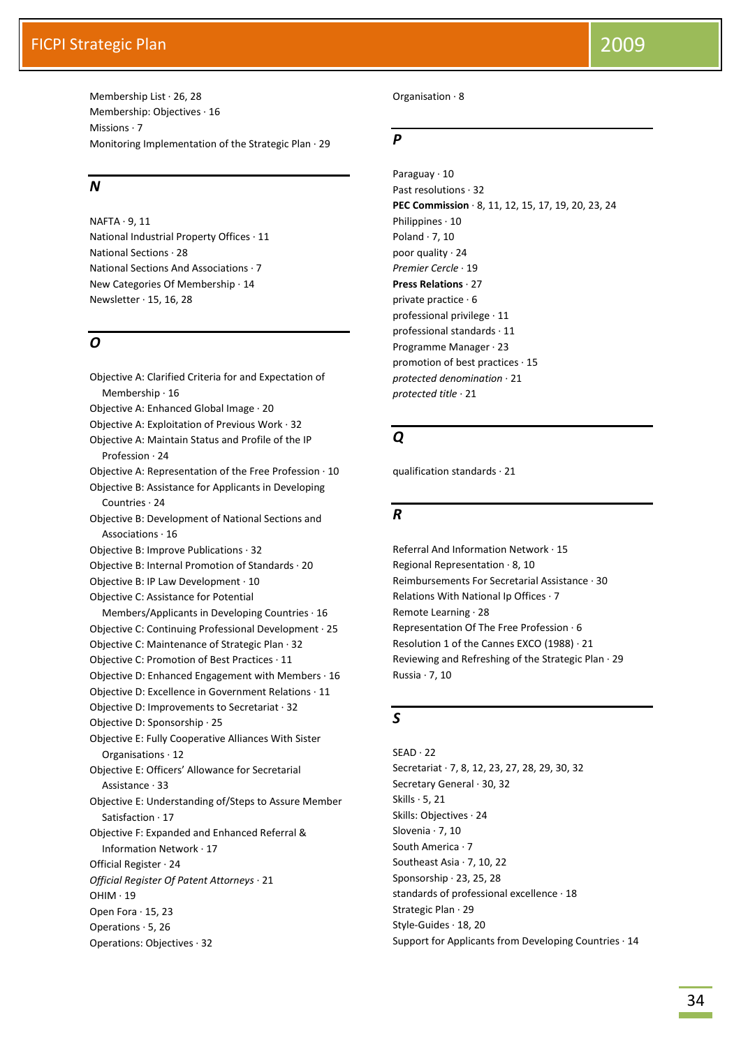Membership List · 26, 28
Membership: Objectives · 16
Missions · 7
Monitoring Implementation of the Strategic Plan · 29

### *N*

NAFTA · 9, 11
National Industrial Property Offices · 11
National Sections · 28
National Sections And Associations · 7
New Categories Of Membership · 14
Newsletter · 15, 16, 28

### *O*

Objective A: Clarified Criteria for and Expectation of Membership · 16
Objective A: Enhanced Global Image · 20
Objective A: Exploitation of Previous Work · 32
Objective A: Maintain Status and Profile of the IP Profession · 24
Objective A: Representation of the Free Profession · 10
Objective B: Assistance for Applicants in Developing Countries · 24
Objective B: Development of National Sections and Associations · 16
Objective B: Improve Publications · 32
Objective B: Internal Promotion of Standards · 20
Objective B: IP Law Development · 10
Objective C: Assistance for Potential Members/Applicants in Developing Countries · 16
Objective C: Continuing Professional Development · 25
Objective C: Maintenance of Strategic Plan · 32
Objective C: Promotion of Best Practices · 11
Objective D: Enhanced Engagement with Members · 16
Objective D: Excellence in Government Relations · 11
Objective D: Improvements to Secretariat · 32
Objective D: Sponsorship · 25
Objective E: Fully Cooperative Alliances With Sister Organisations · 12
Objective E: Officers' Allowance for Secretarial Assistance · 33
Objective E: Understanding of/Steps to Assure Member Satisfaction · 17
Objective F: Expanded and Enhanced Referral & Information Network · 17
Official Register · 24
*Official Register Of Patent Attorneys* · 21
OHIM · 19
Open Fora · 15, 23
Operations · 5, 26
Operations: Objectives · 32
Organisation · 8

### *P*

Paraguay · 10
Past resolutions · 32
**PEC Commission** · 8, 11, 12, 15, 17, 19, 20, 23, 24
Philippines · 10
Poland · 7, 10
poor quality · 24
*Premier Cercle* · 19
**Press Relations** · 27
private practice · 6
professional privilege · 11
professional standards · 11
Programme Manager · 23
promotion of best practices · 15
*protected denomination* · 21
*protected title* · 21

### *Q*

qualification standards · 21

### *R*

Referral And Information Network · 15
Regional Representation · 8, 10
Reimbursements For Secretarial Assistance · 30
Relations With National Ip Offices · 7
Remote Learning · 28
Representation Of The Free Profession · 6
Resolution 1 of the Cannes EXCO (1988) · 21
Reviewing and Refreshing of the Strategic Plan · 29
Russia · 7, 10

### *S*

SEAD · 22
Secretariat · 7, 8, 12, 23, 27, 28, 29, 30, 32
Secretary General · 30, 32
Skills · 5, 21
Skills: Objectives · 24
Slovenia · 7, 10
South America · 7
Southeast Asia · 7, 10, 22
Sponsorship · 23, 25, 28
standards of professional excellence · 18
Strategic Plan · 29
Style-Guides · 18, 20
Support for Applicants from Developing Countries · 14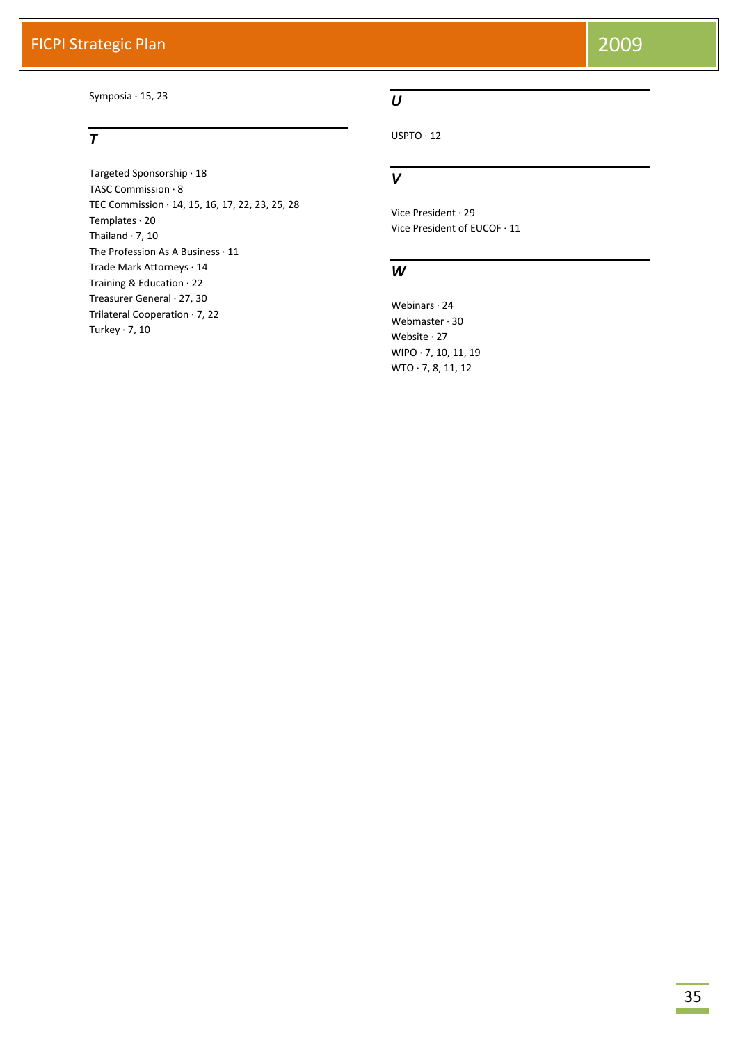Symposia · 15, 23

### *T*

Targeted Sponsorship · 18
TASC Commission · 8
TEC Commission · 14, 15, 16, 17, 22, 23, 25, 28
Templates · 20
Thailand · 7, 10
The Profession As A Business · 11
Trade Mark Attorneys · 14
Training & Education · 22
Treasurer General · 27, 30
Trilateral Cooperation · 7, 22
Turkey · 7, 10

### *U*

USPTO · 12

### *V*

Vice President · 29
Vice President of EUCOF · 11

### *W*

Webinars · 24
Webmaster · 30
Website · 27
WIPO · 7, 10, 11, 19
WTO · 7, 8, 11, 12